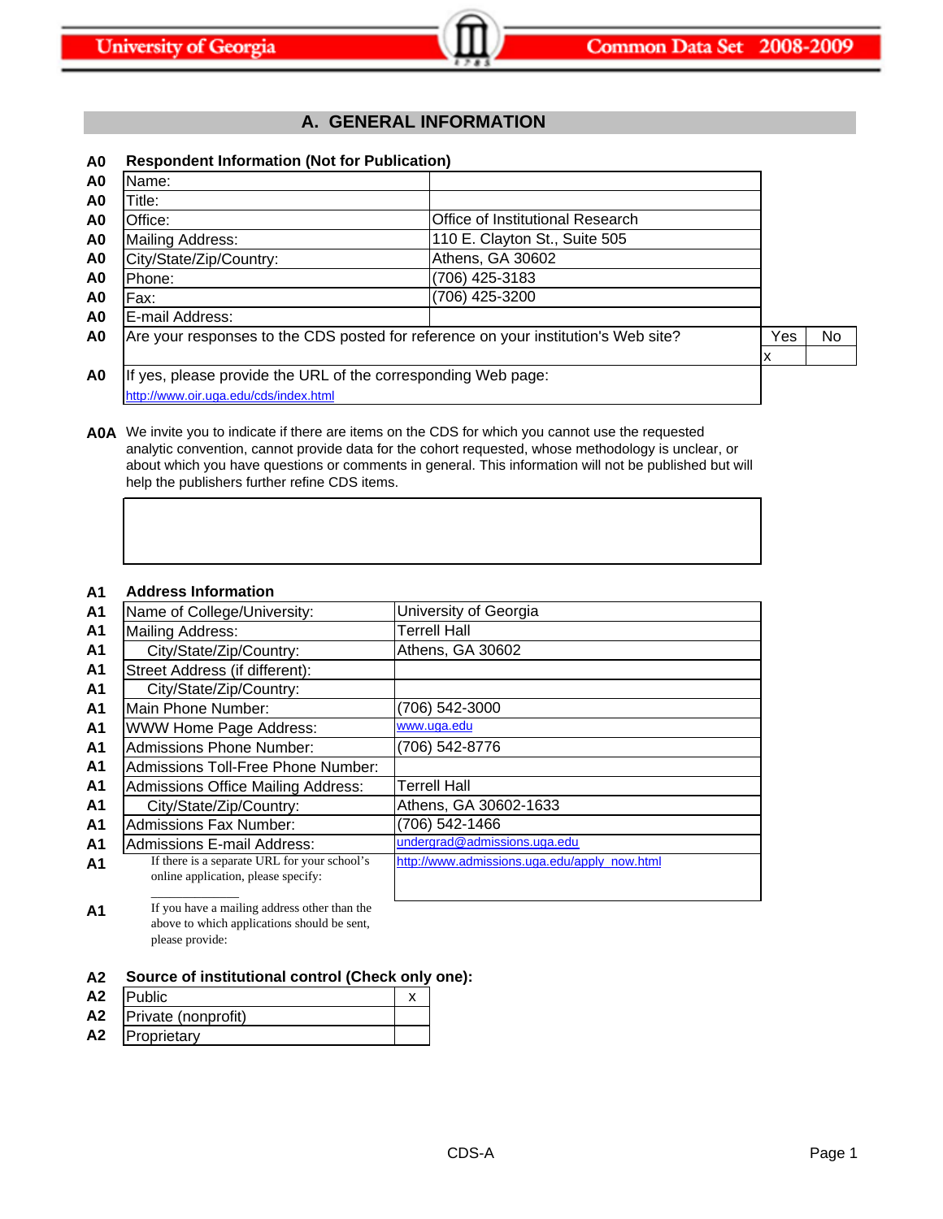## A. GENERAL INFORMATION

**A0 Respondent Information (Not for Publication)**

| | | |
|---|---|---|
| A0 | Name: | |
| A0 | Title: | |
| A0 | Office: | Office of Institutional Research |
| A0 | Mailing Address: | 110 E. Clayton St., Suite 505 |
| A0 | City/State/Zip/Country: | Athens, GA 30602 |
| A0 | Phone: | (706) 425-3183 |
| A0 | Fax: | (706) 425-3200 |
| A0 | E-mail Address: | |

| | | Yes | No |
|---|---|---|---|
| A0 | Are your responses to the CDS posted for reference on your institution's Web site? | x | |

A0 If yes, please provide the URL of the corresponding Web page:
http://www.oir.uga.edu/cds/index.html

**A0A** We invite you to indicate if there are items on the CDS for which you cannot use the requested analytic convention, cannot provide data for the cohort requested, whose methodology is unclear, or about which you have questions or comments in general. This information will not be published but will help the publishers further refine CDS items.

**A1 Address Information**

| | | |
|---|---|---|
| A1 | Name of College/University: | University of Georgia |
| A1 | Mailing Address: | Terrell Hall |
| A1 | City/State/Zip/Country: | Athens, GA 30602 |
| A1 | Street Address (if different): | |
| A1 | City/State/Zip/Country: | |
| A1 | Main Phone Number: | (706) 542-3000 |
| A1 | WWW Home Page Address: | www.uga.edu |
| A1 | Admissions Phone Number: | (706) 542-8776 |
| A1 | Admissions Toll-Free Phone Number: | |
| A1 | Admissions Office Mailing Address: | Terrell Hall |
| A1 | City/State/Zip/Country: | Athens, GA 30602-1633 |
| A1 | Admissions Fax Number: | (706) 542-1466 |
| A1 | Admissions E-mail Address: | undergrad@admissions.uga.edu |
| A1 | If there is a separate URL for your school's online application, please specify: | http://www.admissions.uga.edu/apply_now.html |
| A1 | If you have a mailing address other than the above to which applications should be sent, please provide: | |

**A2 Source of institutional control (Check only one):**

| | | |
|---|---|---|
| A2 | Public | x |
| A2 | Private (nonprofit) | |
| A2 | Proprietary | |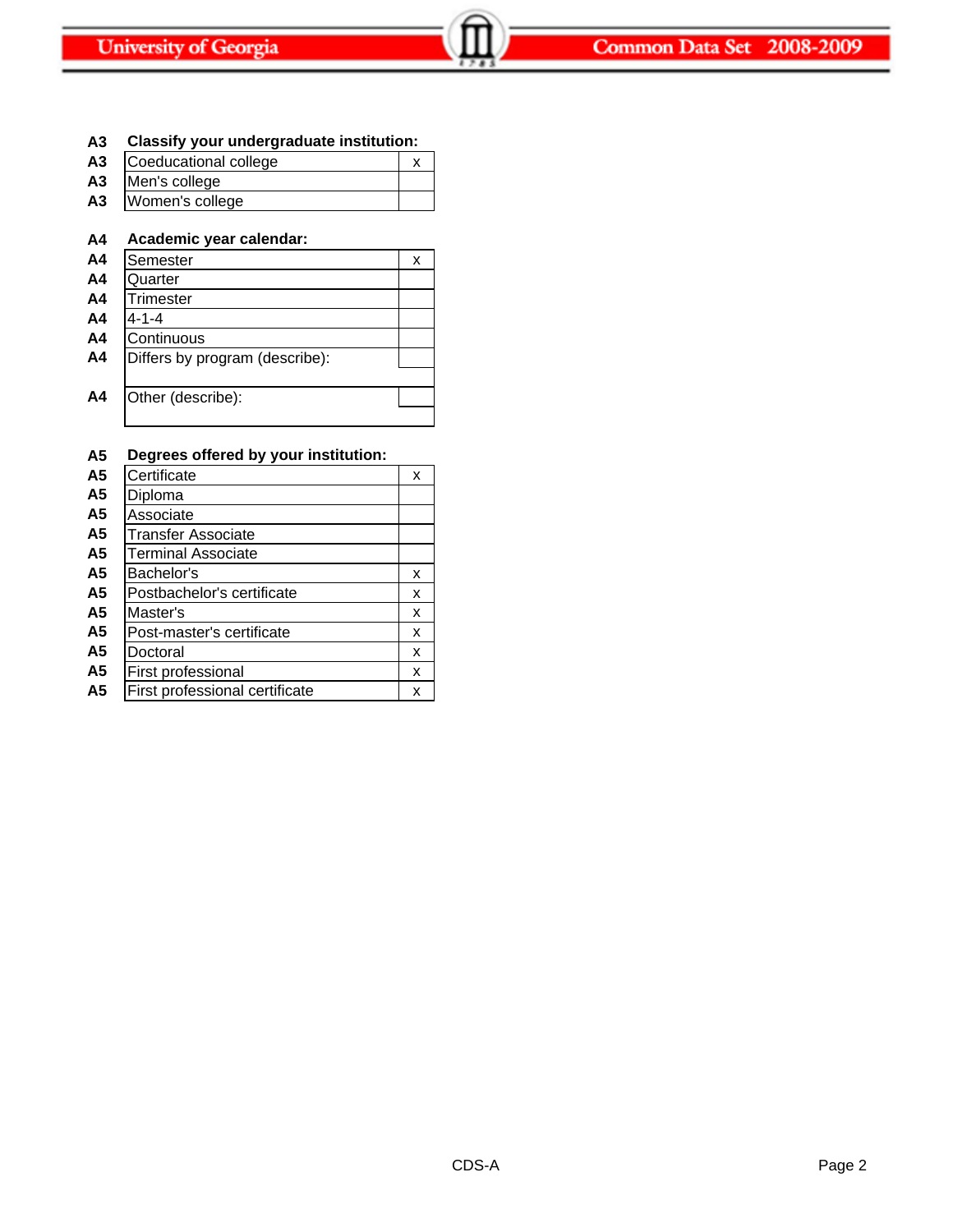| | | |
|---|---|---|
| **A3** | **Classify your undergraduate institution:** | |
| A3 | Coeducational college | x |
| A3 | Men's college | |
| A3 | Women's college | |

| | | |
|---|---|---|
| **A4** | **Academic year calendar:** | |
| A4 | Semester | x |
| A4 | Quarter | |
| A4 | Trimester | |
| A4 | 4-1-4 | |
| A4 | Continuous | |
| A4 | Differs by program (describe): | |
| A4 | Other (describe): | |

| | | |
|---|---|---|
| **A5** | **Degrees offered by your institution:** | |
| A5 | Certificate | x |
| A5 | Diploma | |
| A5 | Associate | |
| A5 | Transfer Associate | |
| A5 | Terminal Associate | |
| A5 | Bachelor's | x |
| A5 | Postbachelor's certificate | x |
| A5 | Master's | x |
| A5 | Post-master's certificate | x |
| A5 | Doctoral | x |
| A5 | First professional | x |
| A5 | First professional certificate | x |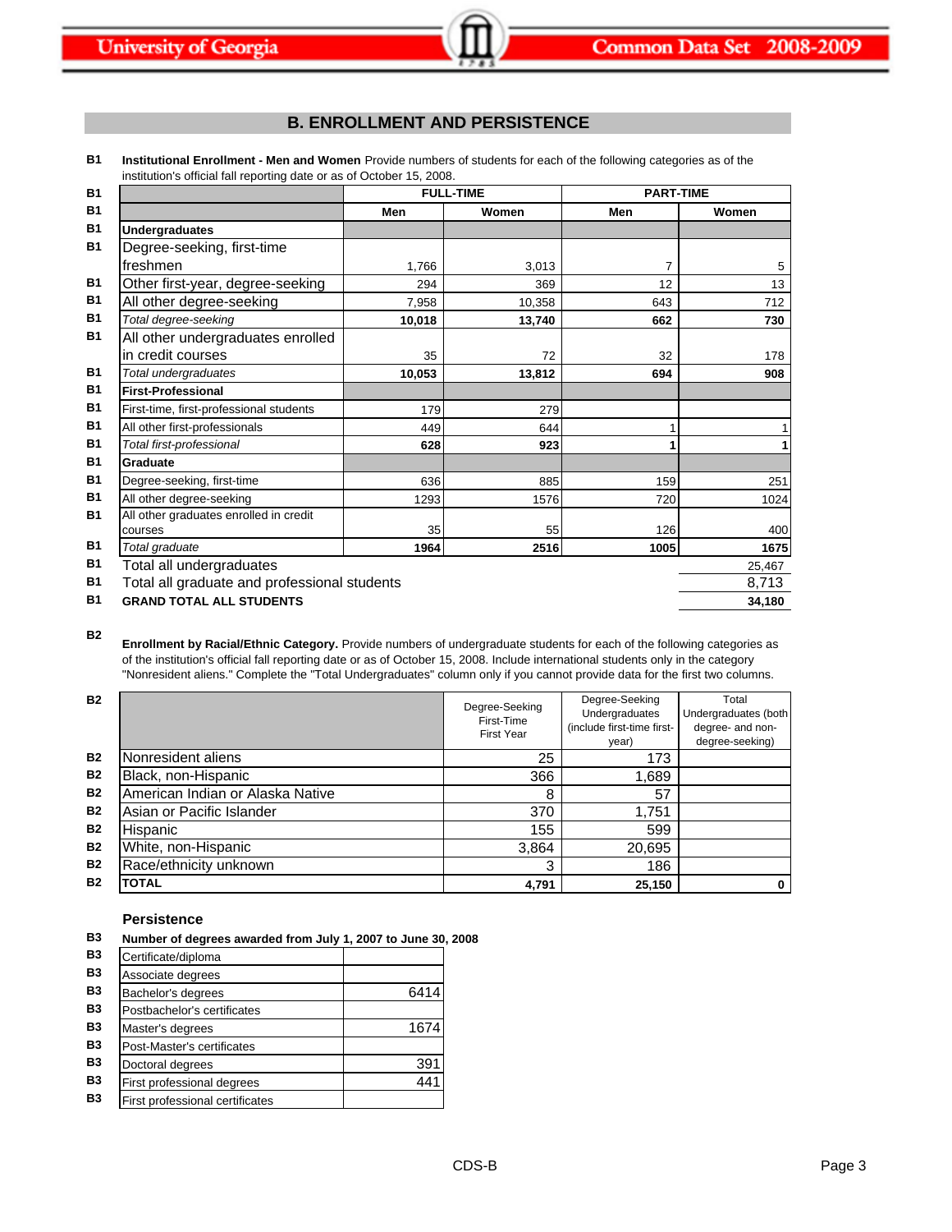## B. ENROLLMENT AND PERSISTENCE

**B1 Institutional Enrollment - Men and Women** Provide numbers of students for each of the following categories as of the institution's official fall reporting date or as of October 15, 2008.

| | FULL-TIME | | PART-TIME | |
|---|---|---|---|---|
| | Men | Women | Men | Women |
| **Undergraduates** | | | | |
| Degree-seeking, first-time freshmen | 1,766 | 3,013 | 7 | 5 |
| Other first-year, degree-seeking | 294 | 369 | 12 | 13 |
| All other degree-seeking | 7,958 | 10,358 | 643 | 712 |
| *Total degree-seeking* | **10,018** | **13,740** | **662** | **730** |
| All other undergraduates enrolled in credit courses | 35 | 72 | 32 | 178 |
| *Total undergraduates* | **10,053** | **13,812** | **694** | **908** |
| **First-Professional** | | | | |
| First-time, first-professional students | 179 | 279 | | |
| All other first-professionals | 449 | 644 | 1 | 1 |
| *Total first-professional* | **628** | **923** | **1** | **1** |
| **Graduate** | | | | |
| Degree-seeking, first-time | 636 | 885 | 159 | 251 |
| All other degree-seeking | 1293 | 1576 | 720 | 1024 |
| All other graduates enrolled in credit courses | 35 | 55 | 126 | 400 |
| *Total graduate* | **1964** | **2516** | **1005** | **1675** |

| | |
|---|---|
| Total all undergraduates | 25,467 |
| Total all graduate and professional students | 8,713 |
| **GRAND TOTAL ALL STUDENTS** | **34,180** |

**B2 Enrollment by Racial/Ethnic Category.** Provide numbers of undergraduate students for each of the following categories as of the institution's official fall reporting date or as of October 15, 2008. Include international students only in the category "Nonresident aliens." Complete the "Total Undergraduates" column only if you cannot provide data for the first two columns.

| | Degree-Seeking First-Time First Year | Degree-Seeking Undergraduates (include first-time first-year) | Total Undergraduates (both degree- and non-degree-seeking) |
|---|---|---|---|
| Nonresident aliens | 25 | 173 | |
| Black, non-Hispanic | 366 | 1,689 | |
| American Indian or Alaska Native | 8 | 57 | |
| Asian or Pacific Islander | 370 | 1,751 | |
| Hispanic | 155 | 599 | |
| White, non-Hispanic | 3,864 | 20,695 | |
| Race/ethnicity unknown | 3 | 186 | |
| **TOTAL** | **4,791** | **25,150** | **0** |

### Persistence

**B3 Number of degrees awarded from July 1, 2007 to June 30, 2008**

| | |
|---|---|
| Certificate/diploma | |
| Associate degrees | |
| Bachelor's degrees | 6414 |
| Postbachelor's certificates | |
| Master's degrees | 1674 |
| Post-Master's certificates | |
| Doctoral degrees | 391 |
| First professional degrees | 441 |
| First professional certificates | |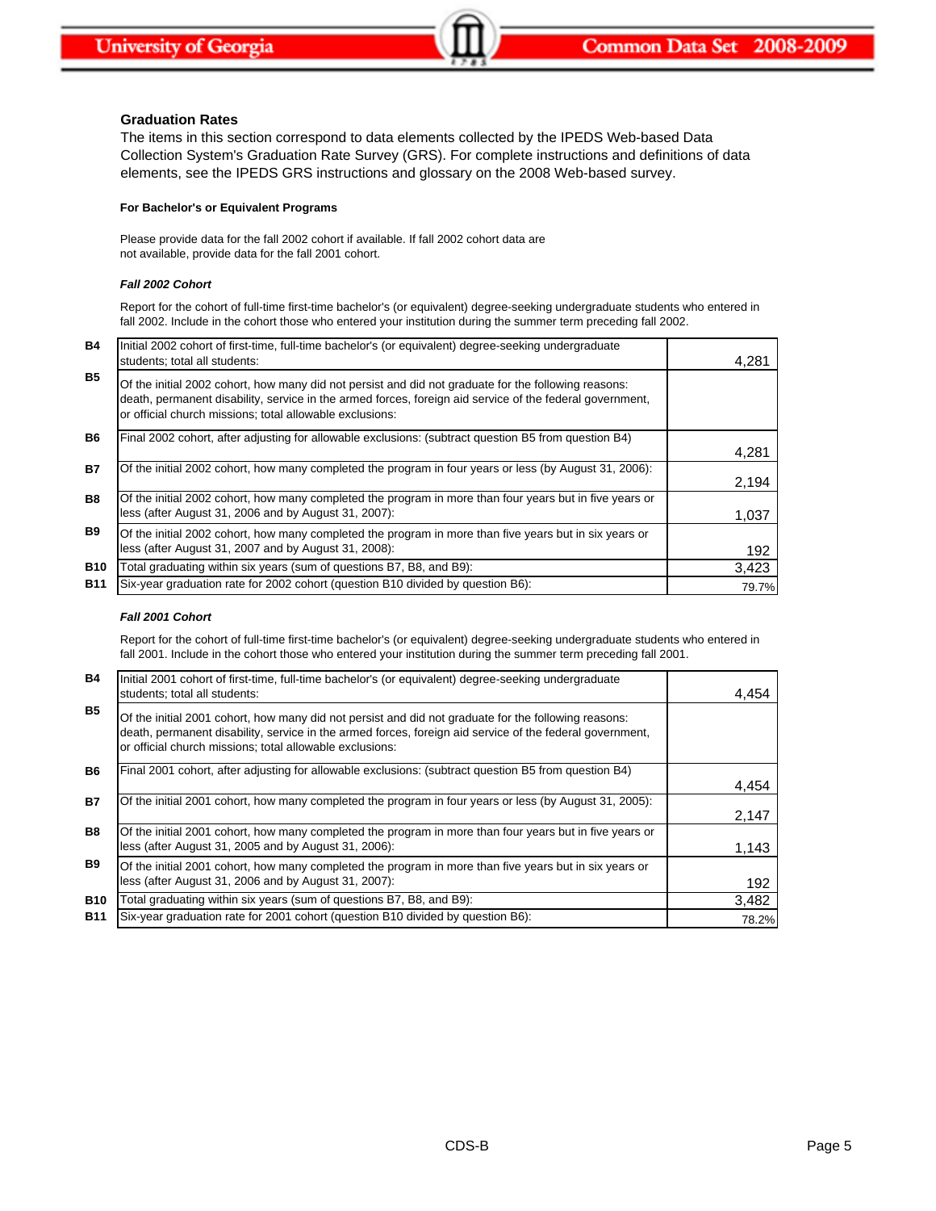## Graduation Rates

The items in this section correspond to data elements collected by the IPEDS Web-based Data Collection System's Graduation Rate Survey (GRS). For complete instructions and definitions of data elements, see the IPEDS GRS instructions and glossary on the 2008 Web-based survey.

#### For Bachelor's or Equivalent Programs

Please provide data for the fall 2002 cohort if available. If fall 2002 cohort data are not available, provide data for the fall 2001 cohort.

***Fall 2002 Cohort***

Report for the cohort of full-time first-time bachelor's (or equivalent) degree-seeking undergraduate students who entered in fall 2002. Include in the cohort those who entered your institution during the summer term preceding fall 2002.

| | | |
|---|---|---|
| **B4** | Initial 2002 cohort of first-time, full-time bachelor's (or equivalent) degree-seeking undergraduate students; total all students: | 4,281 |
| **B5** | Of the initial 2002 cohort, how many did not persist and did not graduate for the following reasons: death, permanent disability, service in the armed forces, foreign aid service of the federal government, or official church missions; total allowable exclusions: | |
| **B6** | Final 2002 cohort, after adjusting for allowable exclusions: (subtract question B5 from question B4) | 4,281 |
| **B7** | Of the initial 2002 cohort, how many completed the program in four years or less (by August 31, 2006): | 2,194 |
| **B8** | Of the initial 2002 cohort, how many completed the program in more than four years but in five years or less (after August 31, 2006 and by August 31, 2007): | 1,037 |
| **B9** | Of the initial 2002 cohort, how many completed the program in more than five years but in six years or less (after August 31, 2007 and by August 31, 2008): | 192 |
| **B10** | Total graduating within six years (sum of questions B7, B8, and B9): | 3,423 |
| **B11** | Six-year graduation rate for 2002 cohort (question B10 divided by question B6): | 79.7% |

***Fall 2001 Cohort***

Report for the cohort of full-time first-time bachelor's (or equivalent) degree-seeking undergraduate students who entered in fall 2001. Include in the cohort those who entered your institution during the summer term preceding fall 2001.

| | | |
|---|---|---|
| **B4** | Initial 2001 cohort of first-time, full-time bachelor's (or equivalent) degree-seeking undergraduate students; total all students: | 4,454 |
| **B5** | Of the initial 2001 cohort, how many did not persist and did not graduate for the following reasons: death, permanent disability, service in the armed forces, foreign aid service of the federal government, or official church missions; total allowable exclusions: | |
| **B6** | Final 2001 cohort, after adjusting for allowable exclusions: (subtract question B5 from question B4) | 4,454 |
| **B7** | Of the initial 2001 cohort, how many completed the program in four years or less (by August 31, 2005): | 2,147 |
| **B8** | Of the initial 2001 cohort, how many completed the program in more than four years but in five years or less (after August 31, 2005 and by August 31, 2006): | 1,143 |
| **B9** | Of the initial 2001 cohort, how many completed the program in more than five years but in six years or less (after August 31, 2006 and by August 31, 2007): | 192 |
| **B10** | Total graduating within six years (sum of questions B7, B8, and B9): | 3,482 |
| **B11** | Six-year graduation rate for 2001 cohort (question B10 divided by question B6): | 78.2% |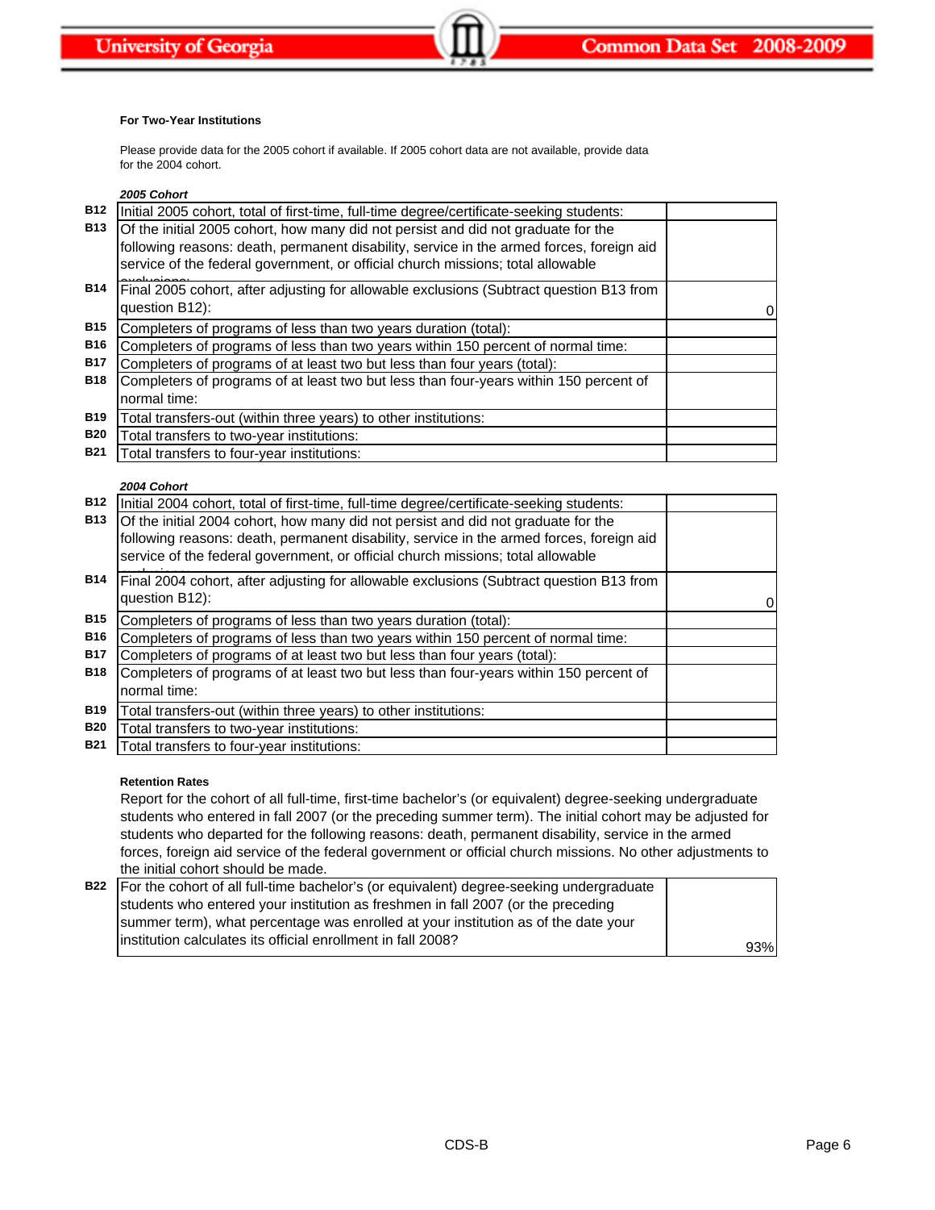### For Two-Year Institutions

Please provide data for the 2005 cohort if available. If 2005 cohort data are not available, provide data for the 2004 cohort.

***2005 Cohort***

| | | |
|---|---|---|
| B12 | Initial 2005 cohort, total of first-time, full-time degree/certificate-seeking students: | |
| B13 | Of the initial 2005 cohort, how many did not persist and did not graduate for the following reasons: death, permanent disability, service in the armed forces, foreign aid service of the federal government, or official church missions; total allowable exclusions: | |
| B14 | Final 2005 cohort, after adjusting for allowable exclusions (Subtract question B13 from question B12): | 0 |
| B15 | Completers of programs of less than two years duration (total): | |
| B16 | Completers of programs of less than two years within 150 percent of normal time: | |
| B17 | Completers of programs of at least two but less than four years (total): | |
| B18 | Completers of programs of at least two but less than four-years within 150 percent of normal time: | |
| B19 | Total transfers-out (within three years) to other institutions: | |
| B20 | Total transfers to two-year institutions: | |
| B21 | Total transfers to four-year institutions: | |

***2004 Cohort***

| | | |
|---|---|---|
| B12 | Initial 2004 cohort, total of first-time, full-time degree/certificate-seeking students: | |
| B13 | Of the initial 2004 cohort, how many did not persist and did not graduate for the following reasons: death, permanent disability, service in the armed forces, foreign aid service of the federal government, or official church missions; total allowable exclusions: | |
| B14 | Final 2004 cohort, after adjusting for allowable exclusions (Subtract question B13 from question B12): | 0 |
| B15 | Completers of programs of less than two years duration (total): | |
| B16 | Completers of programs of less than two years within 150 percent of normal time: | |
| B17 | Completers of programs of at least two but less than four years (total): | |
| B18 | Completers of programs of at least two but less than four-years within 150 percent of normal time: | |
| B19 | Total transfers-out (within three years) to other institutions: | |
| B20 | Total transfers to two-year institutions: | |
| B21 | Total transfers to four-year institutions: | |

### Retention Rates

Report for the cohort of all full-time, first-time bachelor's (or equivalent) degree-seeking undergraduate students who entered in fall 2007 (or the preceding summer term). The initial cohort may be adjusted for students who departed for the following reasons: death, permanent disability, service in the armed forces, foreign aid service of the federal government or official church missions. No other adjustments to the initial cohort should be made.

| | | |
|---|---|---|
| B22 | For the cohort of all full-time bachelor's (or equivalent) degree-seeking undergraduate students who entered your institution as freshmen in fall 2007 (or the preceding summer term), what percentage was enrolled at your institution as of the date your institution calculates its official enrollment in fall 2008? | 93% |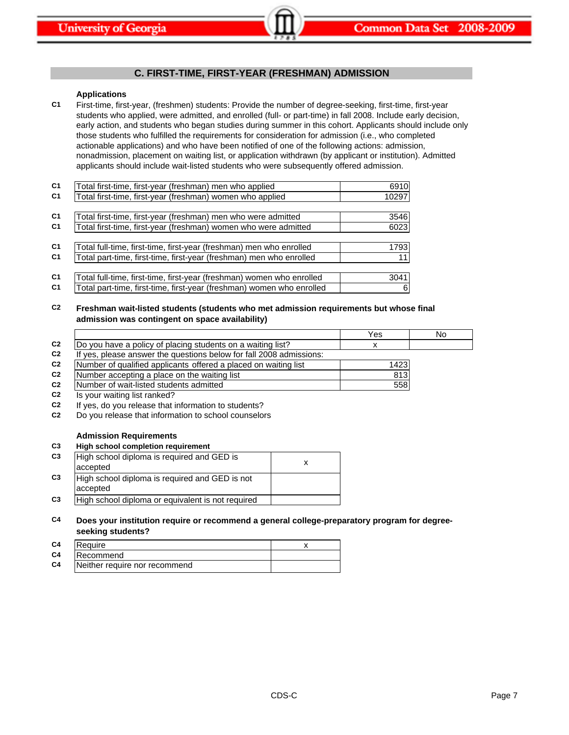## C. FIRST-TIME, FIRST-YEAR (FRESHMAN) ADMISSION

### Applications

**C1** First-time, first-year, (freshmen) students: Provide the number of degree-seeking, first-time, first-year students who applied, were admitted, and enrolled (full- or part-time) in fall 2008. Include early decision, early action, and students who began studies during summer in this cohort. Applicants should include only those students who fulfilled the requirements for consideration for admission (i.e., who completed actionable applications) and who have been notified of one of the following actions: admission, nonadmission, placement on waiting list, or application withdrawn (by applicant or institution). Admitted applicants should include wait-listed students who were subsequently offered admission.

| | | |
|---|---|---|
| C1 | Total first-time, first-year (freshman) men who applied | 6910 |
| C1 | Total first-time, first-year (freshman) women who applied | 10297 |
| C1 | Total first-time, first-year (freshman) men who were admitted | 3546 |
| C1 | Total first-time, first-year (freshman) women who were admitted | 6023 |
| C1 | Total full-time, first-time, first-year (freshman) men who enrolled | 1793 |
| C1 | Total part-time, first-time, first-year (freshman) men who enrolled | 11 |
| C1 | Total full-time, first-time, first-year (freshman) women who enrolled | 3041 |
| C1 | Total part-time, first-time, first-year (freshman) women who enrolled | 6 |

**C2** **Freshman wait-listed students (students who met admission requirements but whose final admission was contingent on space availability)**

| | | Yes | No |
|---|---|---|---|
| C2 | Do you have a policy of placing students on a waiting list? | x | |
| C2 | If yes, please answer the questions below for fall 2008 admissions: | | |
| C2 | Number of qualified applicants offered a placed on waiting list | 1423 | |
| C2 | Number accepting a place on the waiting list | 813 | |
| C2 | Number of wait-listed students admitted | 558 | |
| C2 | Is your waiting list ranked? | | |
| C2 | If yes, do you release that information to students? | | |
| C2 | Do you release that information to school counselors | | |

### Admission Requirements

**C3** **High school completion requirement**

| | | |
|---|---|---|
| C3 | High school diploma is required and GED is accepted | x |
| C3 | High school diploma is required and GED is not accepted | |
| C3 | High school diploma or equivalent is not required | |

**C4** **Does your institution require or recommend a general college-preparatory program for degree-seeking students?**

| | | |
|---|---|---|
| C4 | Require | x |
| C4 | Recommend | |
| C4 | Neither require nor recommend | |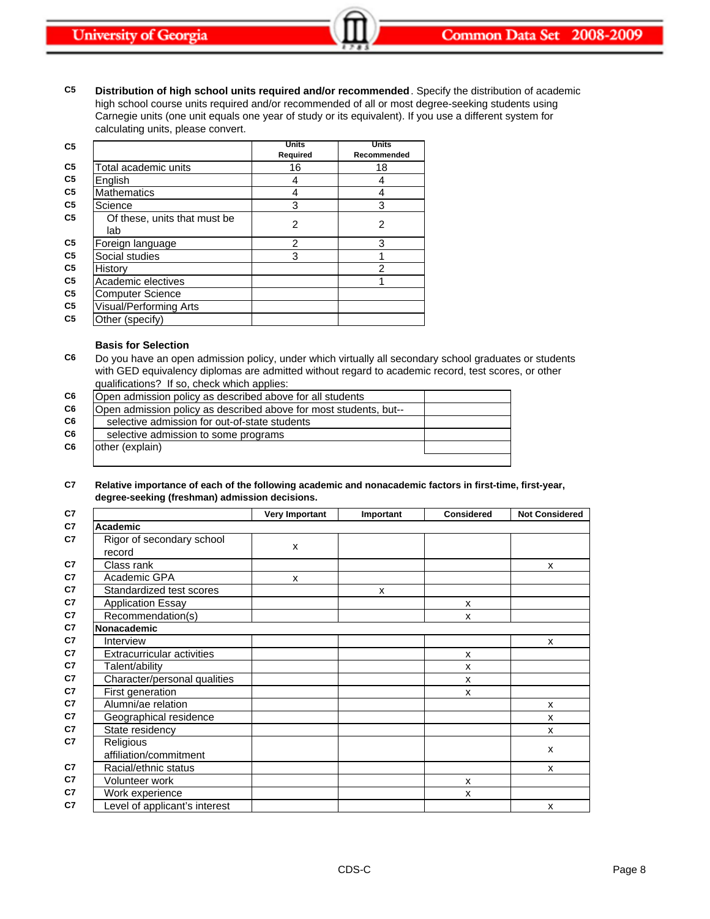**C5** **Distribution of high school units required and/or recommended**. Specify the distribution of academic high school course units required and/or recommended of all or most degree-seeking students using Carnegie units (one unit equals one year of study or its equivalent). If you use a different system for calculating units, please convert.

| | Units Required | Units Recommended |
|---|---|---|
| Total academic units | 16 | 18 |
| English | 4 | 4 |
| Mathematics | 4 | 4 |
| Science | 3 | 3 |
| Of these, units that must be lab | 2 | 2 |
| Foreign language | 2 | 3 |
| Social studies | 3 | 1 |
| History | | 2 |
| Academic electives | | 1 |
| Computer Science | | |
| Visual/Performing Arts | | |
| Other (specify) | | |

**Basis for Selection**

**C6** Do you have an open admission policy, under which virtually all secondary school graduates or students with GED equivalency diplomas are admitted without regard to academic record, test scores, or other qualifications? If so, check which applies:

| | |
|---|---|
| Open admission policy as described above for all students | |
| Open admission policy as described above for most students, but-- | |
| selective admission for out-of-state students | |
| selective admission to some programs | |
| other (explain) | |

**C7** **Relative importance of each of the following academic and nonacademic factors in first-time, first-year, degree-seeking (freshman) admission decisions.**

| | Very Important | Important | Considered | Not Considered |
|---|---|---|---|---|
| **Academic** | | | | |
| Rigor of secondary school record | x | | | |
| Class rank | | | | x |
| Academic GPA | x | | | |
| Standardized test scores | | x | | |
| Application Essay | | | x | |
| Recommendation(s) | | | x | |
| **Nonacademic** | | | | |
| Interview | | | | x |
| Extracurricular activities | | | x | |
| Talent/ability | | | x | |
| Character/personal qualities | | | x | |
| First generation | | | x | |
| Alumni/ae relation | | | | x |
| Geographical residence | | | | x |
| State residency | | | | x |
| Religious affiliation/commitment | | | | x |
| Racial/ethnic status | | | | x |
| Volunteer work | | | x | |
| Work experience | | | x | |
| Level of applicant's interest | | | | x |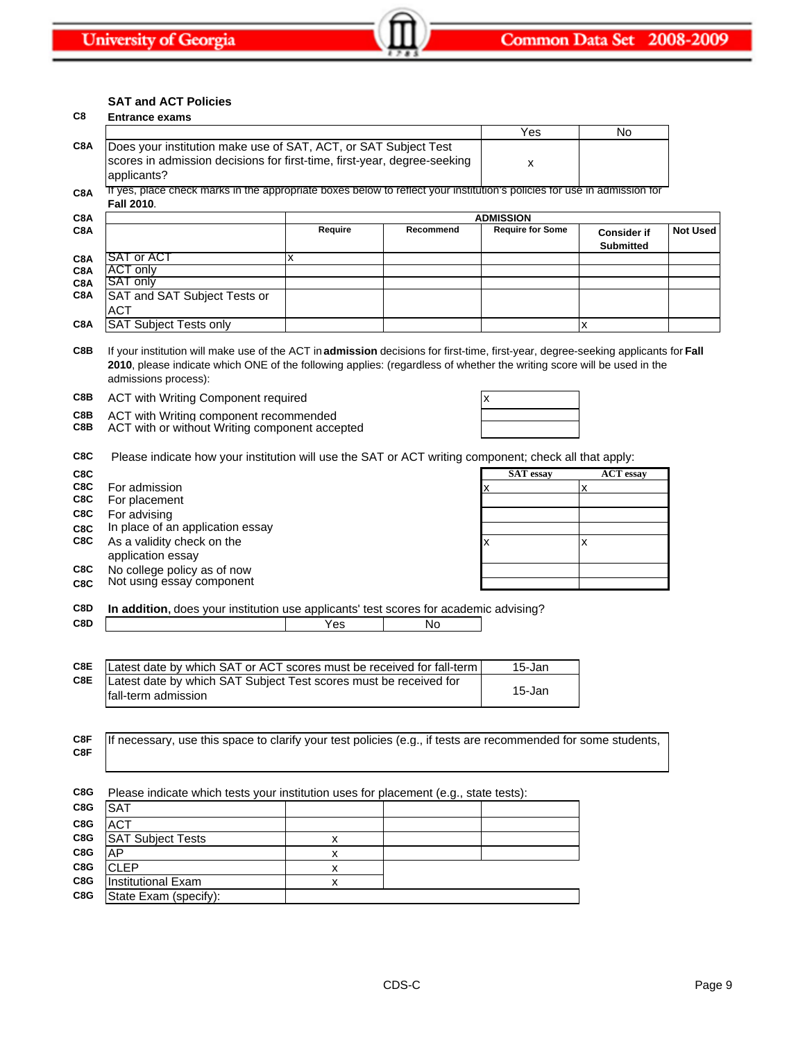## SAT and ACT Policies

**C8 Entrance exams**

| | | Yes | No |
|---|---|---|---|
| C8A | Does your institution make use of SAT, ACT, or SAT Subject Test scores in admission decisions for first-time, first-year, degree-seeking applicants? | x | |

C8A If yes, place check marks in the appropriate boxes below to reflect your institution's policies for use in admission for **Fall 2010**.

| | | ADMISSION | | | | |
|---|---|---|---|---|---|---|
| | | Require | Recommend | Require for Some | Consider if Submitted | Not Used |
| C8A | SAT or ACT | x | | | | |
| C8A | ACT only | | | | | |
| C8A | SAT only | | | | | |
| C8A | SAT and SAT Subject Tests or ACT | | | | | |
| C8A | SAT Subject Tests only | | | | x | |

C8B If your institution will make use of the ACT in **admission** decisions for first-time, first-year, degree-seeking applicants for **Fall 2010**, please indicate which ONE of the following applies: (regardless of whether the writing score will be used in the admissions process):

| | | |
|---|---|---|
| C8B | ACT with Writing Component required | x |
| C8B | ACT with Writing component recommended | |
| C8B | ACT with or without Writing component accepted | |

C8C Please indicate how your institution will use the SAT or ACT writing component; check all that apply:

| | | SAT essay | ACT essay |
|---|---|---|---|
| C8C | For admission | x | x |
| C8C | For placement | | |
| C8C | For advising | | |
| C8C | In place of an application essay | | |
| C8C | As a validity check on the application essay | x | x |
| C8C | No college policy as of now | | |
| C8C | Not using essay component | | |

C8D **In addition**, does your institution use applicants' test scores for academic advising?

| | | Yes | No |
|---|---|---|---|
| C8D | | | |

| | | |
|---|---|---|
| C8E | Latest date by which SAT or ACT scores must be received for fall-term | 15-Jan |
| C8E | Latest date by which SAT Subject Test scores must be received for fall-term admission | 15-Jan |

C8F If necessary, use this space to clarify your test policies (e.g., if tests are recommended for some students,

C8G Please indicate which tests your institution uses for placement (e.g., state tests):

| | | | | |
|---|---|---|---|---|
| C8G | SAT | | | |
| C8G | ACT | | | |
| C8G | SAT Subject Tests | x | | |
| C8G | AP | x | | |
| C8G | CLEP | x | | |
| C8G | Institutional Exam | x | | |
| C8G | State Exam (specify): | | | |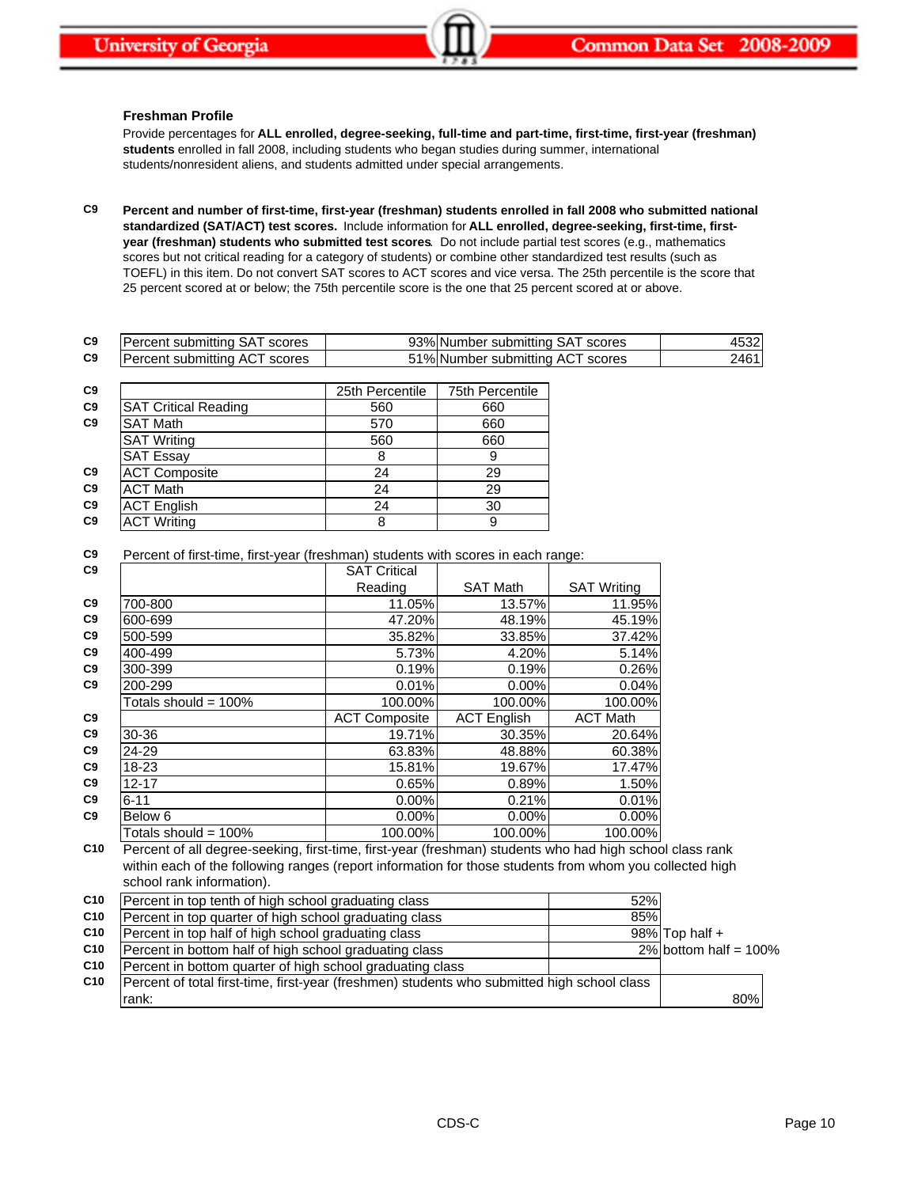### Freshman Profile

Provide percentages for **ALL enrolled, degree-seeking, full-time and part-time, first-time, first-year (freshman) students** enrolled in fall 2008, including students who began studies during summer, international students/nonresident aliens, and students admitted under special arrangements.

**C9** **Percent and number of first-time, first-year (freshman) students enrolled in fall 2008 who submitted national standardized (SAT/ACT) test scores.** Include information for **ALL enrolled, degree-seeking, first-time, first-year (freshman) students who submitted test scores**. Do not include partial test scores (e.g., mathematics scores but not critical reading for a category of students) or combine other standardized test results (such as TOEFL) in this item. Do not convert SAT scores to ACT scores and vice versa. The 25th percentile is the score that 25 percent scored at or below; the 75th percentile score is the one that 25 percent scored at or above.

| | | | | |
|---|---|---|---|---|
| C9 | Percent submitting SAT scores | 93% | Number submitting SAT scores | 4532 |
| C9 | Percent submitting ACT scores | 51% | Number submitting ACT scores | 2461 |

| | | 25th Percentile | 75th Percentile |
|---|---|---|---|
| C9 | SAT Critical Reading | 560 | 660 |
| C9 | SAT Math | 570 | 660 |
| | SAT Writing | 560 | 660 |
| | SAT Essay | 8 | 9 |
| C9 | ACT Composite | 24 | 29 |
| C9 | ACT Math | 24 | 29 |
| C9 | ACT English | 24 | 30 |
| C9 | ACT Writing | 8 | 9 |

**C9** Percent of first-time, first-year (freshman) students with scores in each range:

| | | SAT Critical Reading | SAT Math | SAT Writing |
|---|---|---|---|---|
| C9 | 700-800 | 11.05% | 13.57% | 11.95% |
| C9 | 600-699 | 47.20% | 48.19% | 45.19% |
| C9 | 500-599 | 35.82% | 33.85% | 37.42% |
| C9 | 400-499 | 5.73% | 4.20% | 5.14% |
| C9 | 300-399 | 0.19% | 0.19% | 0.26% |
| C9 | 200-299 | 0.01% | 0.00% | 0.04% |
| | Totals should = 100% | 100.00% | 100.00% | 100.00% |
| C9 | | ACT Composite | ACT English | ACT Math |
| C9 | 30-36 | 19.71% | 30.35% | 20.64% |
| C9 | 24-29 | 63.83% | 48.88% | 60.38% |
| C9 | 18-23 | 15.81% | 19.67% | 17.47% |
| C9 | 12-17 | 0.65% | 0.89% | 1.50% |
| C9 | 6-11 | 0.00% | 0.21% | 0.01% |
| C9 | Below 6 | 0.00% | 0.00% | 0.00% |
| | Totals should = 100% | 100.00% | 100.00% | 100.00% |

**C10** Percent of all degree-seeking, first-time, first-year (freshman) students who had high school class rank within each of the following ranges (report information for those students from whom you collected high school rank information).

| | | | |
|---|---|---|---|
| C10 | Percent in top tenth of high school graduating class | 52% | |
| C10 | Percent in top quarter of high school graduating class | 85% | |
| C10 | Percent in top half of high school graduating class | 98% | Top half + |
| C10 | Percent in bottom half of high school graduating class | 2% | bottom half = 100% |
| C10 | Percent in bottom quarter of high school graduating class | | |
| C10 | Percent of total first-time, first-year (freshmen) students who submitted high school class rank: | 80% | |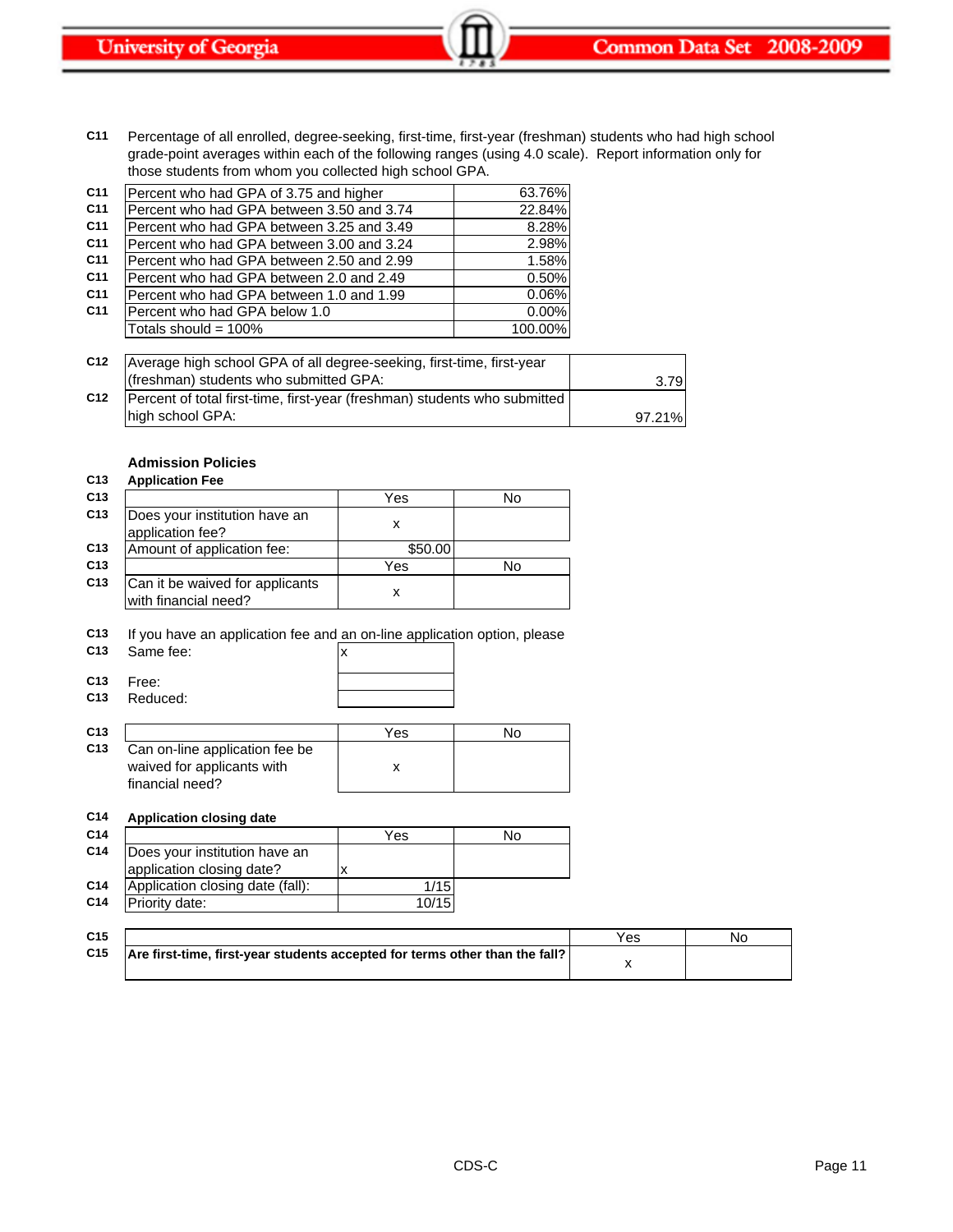C11 Percentage of all enrolled, degree-seeking, first-time, first-year (freshman) students who had high school grade-point averages within each of the following ranges (using 4.0 scale). Report information only for those students from whom you collected high school GPA.

| | | |
|---|---|---|
| C11 | Percent who had GPA of 3.75 and higher | 63.76% |
| C11 | Percent who had GPA between 3.50 and 3.74 | 22.84% |
| C11 | Percent who had GPA between 3.25 and 3.49 | 8.28% |
| C11 | Percent who had GPA between 3.00 and 3.24 | 2.98% |
| C11 | Percent who had GPA between 2.50 and 2.99 | 1.58% |
| C11 | Percent who had GPA between 2.0 and 2.49 | 0.50% |
| C11 | Percent who had GPA between 1.0 and 1.99 | 0.06% |
| C11 | Percent who had GPA below 1.0 | 0.00% |
| | Totals should = 100% | 100.00% |

| | | |
|---|---|---|
| C12 | Average high school GPA of all degree-seeking, first-time, first-year (freshman) students who submitted GPA: | 3.79 |
| C12 | Percent of total first-time, first-year (freshman) students who submitted high school GPA: | 97.21% |

## Admission Policies

**C13 Application Fee**

| | | Yes | No |
|---|---|---|---|
| C13 | Does your institution have an application fee? | x | |
| C13 | Amount of application fee: | $50.00 | |

| | | Yes | No |
|---|---|---|---|
| C13 | Can it be waived for applicants with financial need? | x | |

C13 If you have an application fee and an on-line application option, please

| | | |
|---|---|---|
| C13 | Same fee: | x |
| C13 | Free: | |
| C13 | Reduced: | |

| | | Yes | No |
|---|---|---|---|
| C13 | Can on-line application fee be waived for applicants with financial need? | x | |

**C14 Application closing date**

| | | Yes | No |
|---|---|---|---|
| C14 | Does your institution have an application closing date? | x | |
| C14 | Application closing date (fall): | 1/15 | |
| C14 | Priority date: | 10/15 | |

| | | Yes | No |
|---|---|---|---|
| C15 | **Are first-time, first-year students accepted for terms other than the fall?** | x | |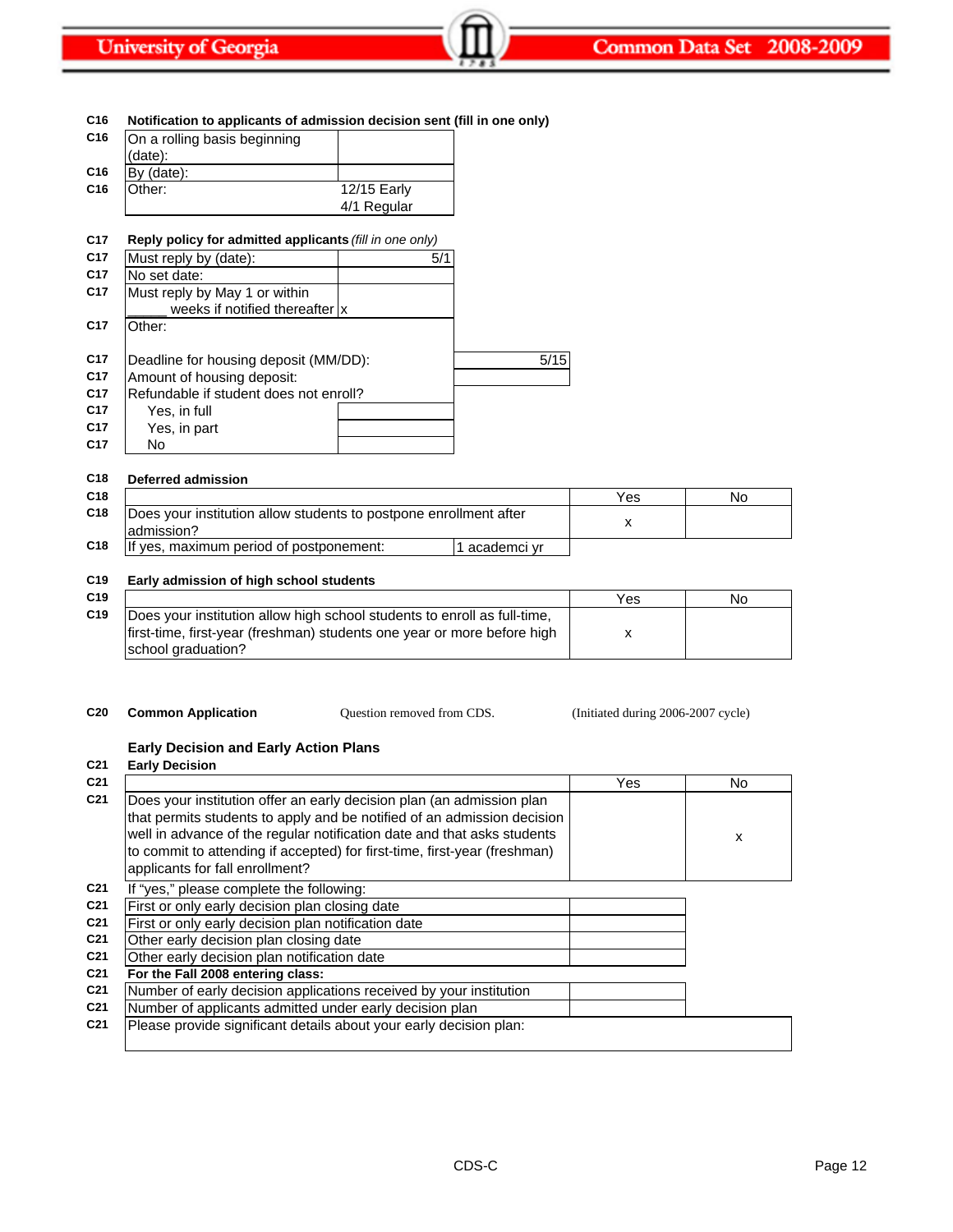**C16 Notification to applicants of admission decision sent (fill in one only)**

| | | |
|---|---|---|
| C16 | On a rolling basis beginning (date): | |
| C16 | By (date): | |
| C16 | Other: | 12/15 Early<br>4/1 Regular |

**C17 Reply policy for admitted applicants** *(fill in one only)*

| | | | |
|---|---|---|---|
| C17 | Must reply by (date): | 5/1 | |
| C17 | No set date: | | |
| C17 | Must reply by May 1 or within _____ weeks if notified thereafter | x | |
| C17 | Other: | | |
| C17 | Deadline for housing deposit (MM/DD): | | 5/15 |
| C17 | Amount of housing deposit: | | |
| C17 | Refundable if student does not enroll? | | |
| C17 | Yes, in full | | |
| C17 | Yes, in part | | |
| C17 | No | | |

**C18 Deferred admission**

| | | | Yes | No |
|---|---|---|---|---|
| C18 | Does your institution allow students to postpone enrollment after admission? | | x | |
| C18 | If yes, maximum period of postponement: | 1 academci yr | | |

**C19 Early admission of high school students**

| | | Yes | No |
|---|---|---|---|
| C19 | Does your institution allow high school students to enroll as full-time, first-time, first-year (freshman) students one year or more before high school graduation? | x | |

**C20 Common Application** Question removed from CDS. (Initiated during 2006-2007 cycle)

**Early Decision and Early Action Plans**

**C21 Early Decision**

| | | Yes | No |
|---|---|---|---|
| C21 | Does your institution offer an early decision plan (an admission plan that permits students to apply and be notified of an admission decision well in advance of the regular notification date and that asks students to commit to attending if accepted) for first-time, first-year (freshman) applicants for fall enrollment? | | x |
| C21 | If "yes," please complete the following: | | |
| C21 | First or only early decision plan closing date | | |
| C21 | First or only early decision plan notification date | | |
| C21 | Other early decision plan closing date | | |
| C21 | Other early decision plan notification date | | |
| C21 | **For the Fall 2008 entering class:** | | |
| C21 | Number of early decision applications received by your institution | | |
| C21 | Number of applicants admitted under early decision plan | | |
| C21 | Please provide significant details about your early decision plan: | | |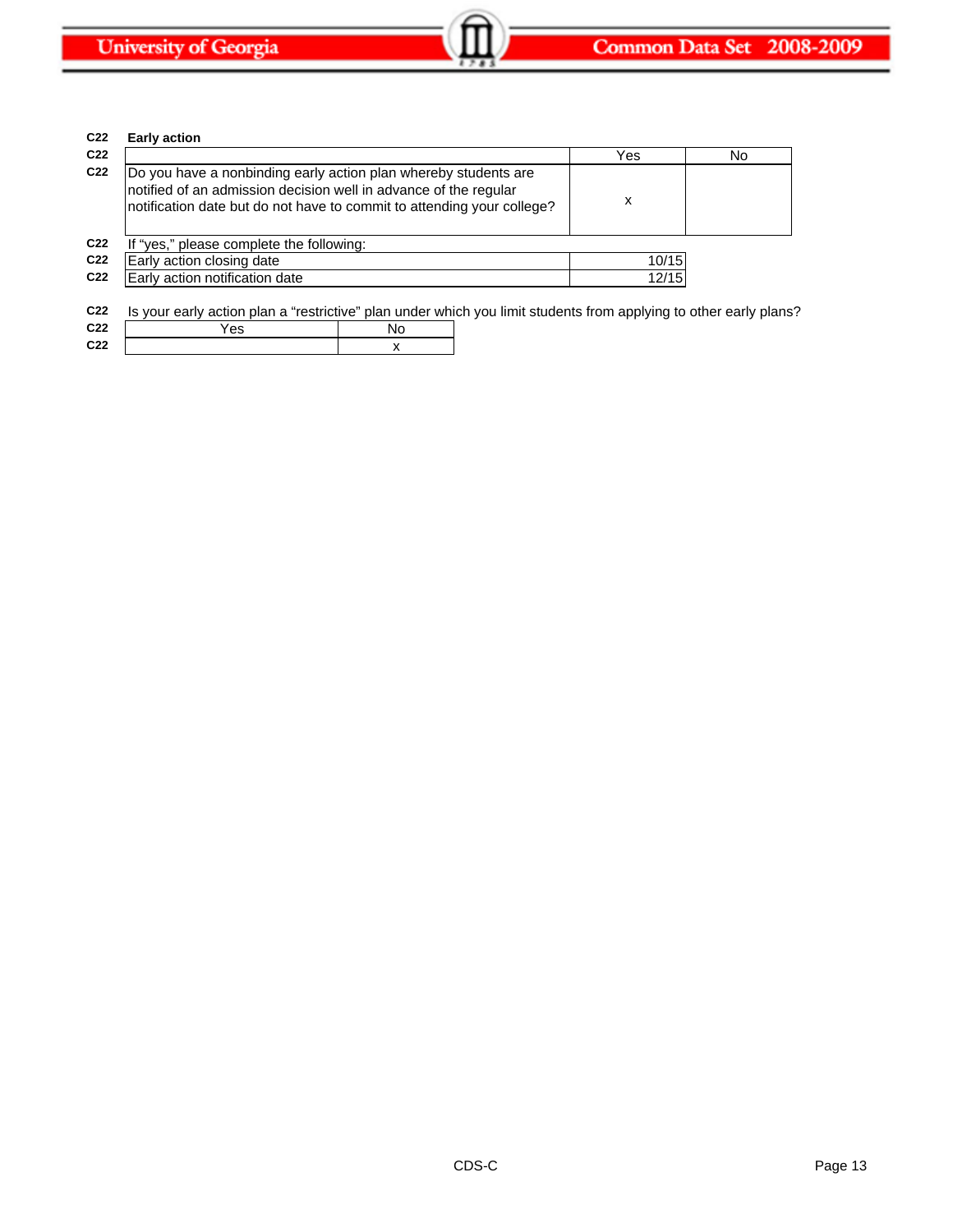**C22 Early action**

| C22 | | Yes | No |
|---|---|---|---|
| C22 | Do you have a nonbinding early action plan whereby students are notified of an admission decision well in advance of the regular notification date but do not have to commit to attending your college? | x | |

C22 If "yes," please complete the following:

| C22 | | |
|---|---|---|
| C22 | Early action closing date | 10/15 |
| C22 | Early action notification date | 12/15 |

C22 Is your early action plan a "restrictive" plan under which you limit students from applying to other early plans?

| Yes | No |
|---|---|
| | x |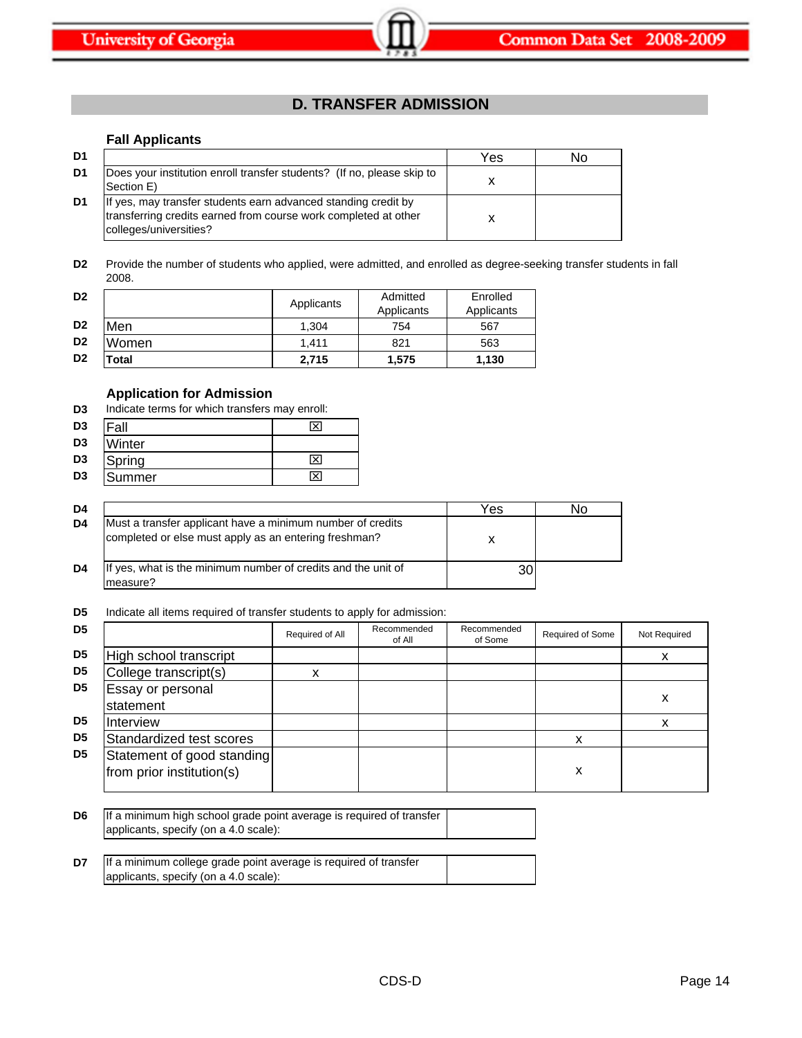## D. TRANSFER ADMISSION

### Fall Applicants

| | | Yes | No |
|---|---|---|---|
| D1 | Does your institution enroll transfer students? (If no, please skip to Section E) | x | |
| D1 | If yes, may transfer students earn advanced standing credit by transferring credits earned from course work completed at other colleges/universities? | x | |

**D2** Provide the number of students who applied, were admitted, and enrolled as degree-seeking transfer students in fall 2008.

| | | Applicants | Admitted Applicants | Enrolled Applicants |
|---|---|---|---|---|
| D2 | Men | 1,304 | 754 | 567 |
| D2 | Women | 1,411 | 821 | 563 |
| D2 | **Total** | **2,715** | **1,575** | **1,130** |

### Application for Admission

**D3** Indicate terms for which transfers may enroll:

| | Term | |
|---|---|---|
| D3 | Fall | ☒ |
| D3 | Winter | |
| D3 | Spring | ☒ |
| D3 | Summer | ☒ |

| | | Yes | No |
|---|---|---|---|
| D4 | Must a transfer applicant have a minimum number of credits completed or else must apply as an entering freshman? | x | |
| D4 | If yes, what is the minimum number of credits and the unit of measure? | 30 | |

**D5** Indicate all items required of transfer students to apply for admission:

| | | Required of All | Recommended of All | Recommended of Some | Required of Some | Not Required |
|---|---|---|---|---|---|---|
| D5 | High school transcript | | | | | x |
| D5 | College transcript(s) | x | | | | |
| D5 | Essay or personal statement | | | | | x |
| D5 | Interview | | | | | x |
| D5 | Standardized test scores | | | | x | |
| D5 | Statement of good standing from prior institution(s) | | | | x | |

| | | |
|---|---|---|
| D6 | If a minimum high school grade point average is required of transfer applicants, specify (on a 4.0 scale): | |

| | | |
|---|---|---|
| D7 | If a minimum college grade point average is required of transfer applicants, specify (on a 4.0 scale): | |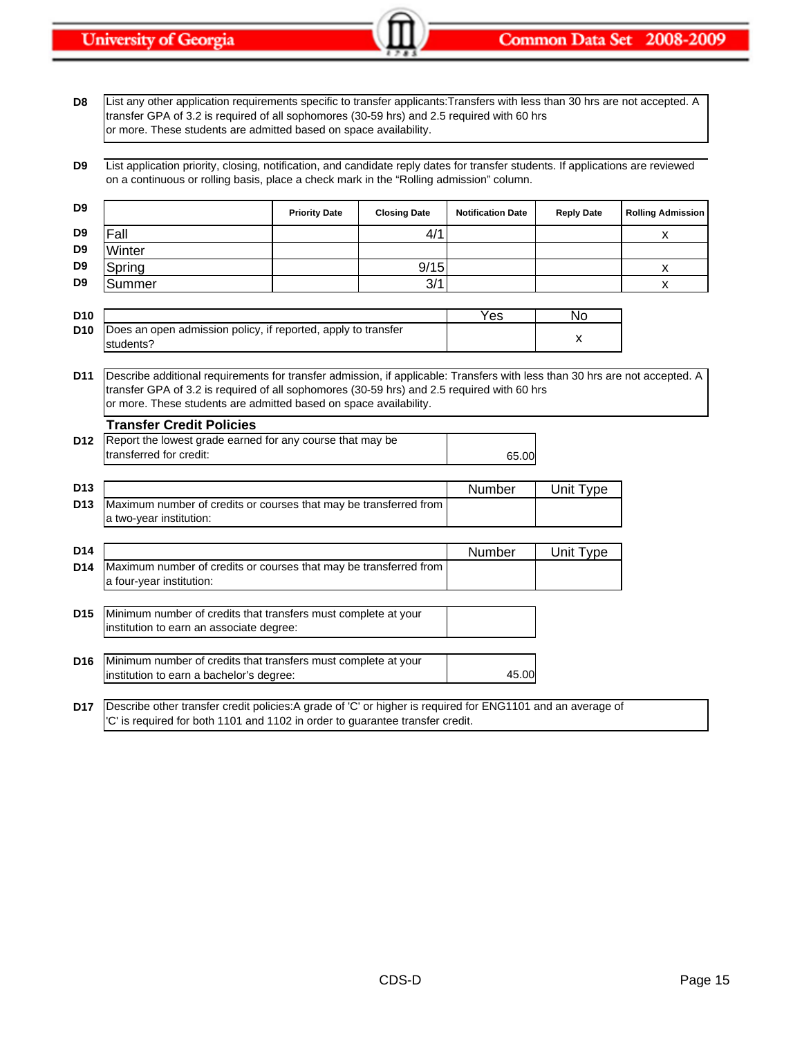**D8** List any other application requirements specific to transfer applicants:Transfers with less than 30 hrs are not accepted. A transfer GPA of 3.2 is required of all sophomores (30-59 hrs) and 2.5 required with 60 hrs or more. These students are admitted based on space availability.

**D9** List application priority, closing, notification, and candidate reply dates for transfer students. If applications are reviewed on a continuous or rolling basis, place a check mark in the "Rolling admission" column.

| | Priority Date | Closing Date | Notification Date | Reply Date | Rolling Admission |
|---|---|---|---|---|---|
| Fall | | 4/1 | | | x |
| Winter | | | | | |
| Spring | | 9/15 | | | x |
| Summer | | 3/1 | | | x |

**D10**

| | Yes | No |
|---|---|---|
| Does an open admission policy, if reported, apply to transfer students? | | x |

**D11** Describe additional requirements for transfer admission, if applicable: Transfers with less than 30 hrs are not accepted. A transfer GPA of 3.2 is required of all sophomores (30-59 hrs) and 2.5 required with 60 hrs or more. These students are admitted based on space availability.

## Transfer Credit Policies

**D12**

| | |
|---|---|
| Report the lowest grade earned for any course that may be transferred for credit: | 65.00 |

**D13**

| | Number | Unit Type |
|---|---|---|
| Maximum number of credits or courses that may be transferred from a two-year institution: | | |

**D14**

| | Number | Unit Type |
|---|---|---|
| Maximum number of credits or courses that may be transferred from a four-year institution: | | |

**D15**

| | |
|---|---|
| Minimum number of credits that transfers must complete at your institution to earn an associate degree: | |

**D16**

| | |
|---|---|
| Minimum number of credits that transfers must complete at your institution to earn a bachelor's degree: | 45.00 |

**D17** Describe other transfer credit policies:A grade of 'C' or higher is required for ENG1101 and an average of 'C' is required for both 1101 and 1102 in order to guarantee transfer credit.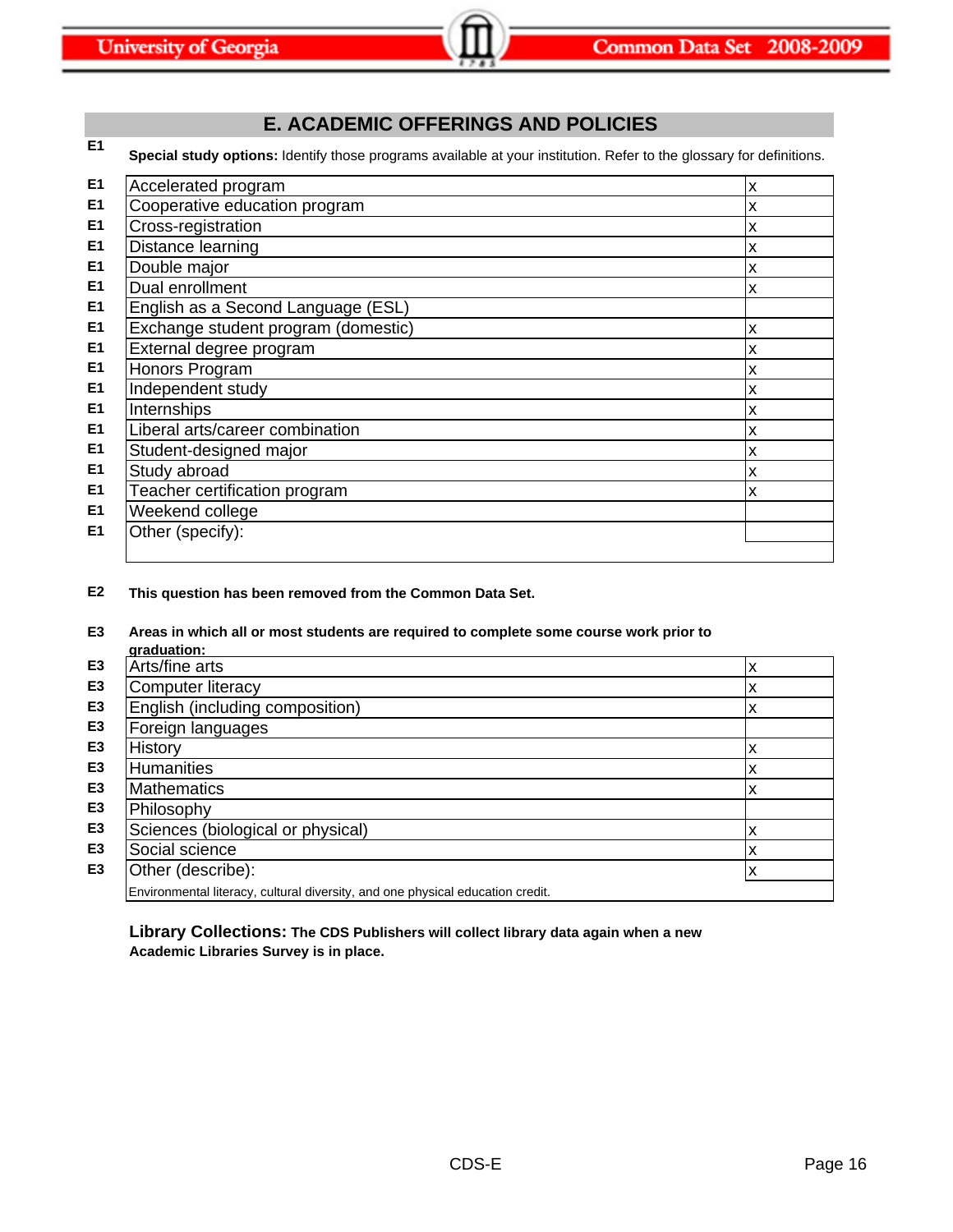## E. ACADEMIC OFFERINGS AND POLICIES

**E1** **Special study options:** Identify those programs available at your institution. Refer to the glossary for definitions.

| | | |
|---|---|---|
| E1 | Accelerated program | x |
| E1 | Cooperative education program | x |
| E1 | Cross-registration | x |
| E1 | Distance learning | x |
| E1 | Double major | x |
| E1 | Dual enrollment | x |
| E1 | English as a Second Language (ESL) | |
| E1 | Exchange student program (domestic) | x |
| E1 | External degree program | x |
| E1 | Honors Program | x |
| E1 | Independent study | x |
| E1 | Internships | x |
| E1 | Liberal arts/career combination | x |
| E1 | Student-designed major | x |
| E1 | Study abroad | x |
| E1 | Teacher certification program | x |
| E1 | Weekend college | |
| E1 | Other (specify): | |

**E2** **This question has been removed from the Common Data Set.**

**E3** **Areas in which all or most students are required to complete some course work prior to graduation:**

| | | |
|---|---|---|
| E3 | Arts/fine arts | x |
| E3 | Computer literacy | x |
| E3 | English (including composition) | x |
| E3 | Foreign languages | |
| E3 | History | x |
| E3 | Humanities | x |
| E3 | Mathematics | x |
| E3 | Philosophy | |
| E3 | Sciences (biological or physical) | x |
| E3 | Social science | x |
| E3 | Other (describe): | x |

Environmental literacy, cultural diversity, and one physical education credit.

**Library Collections: The CDS Publishers will collect library data again when a new Academic Libraries Survey is in place.**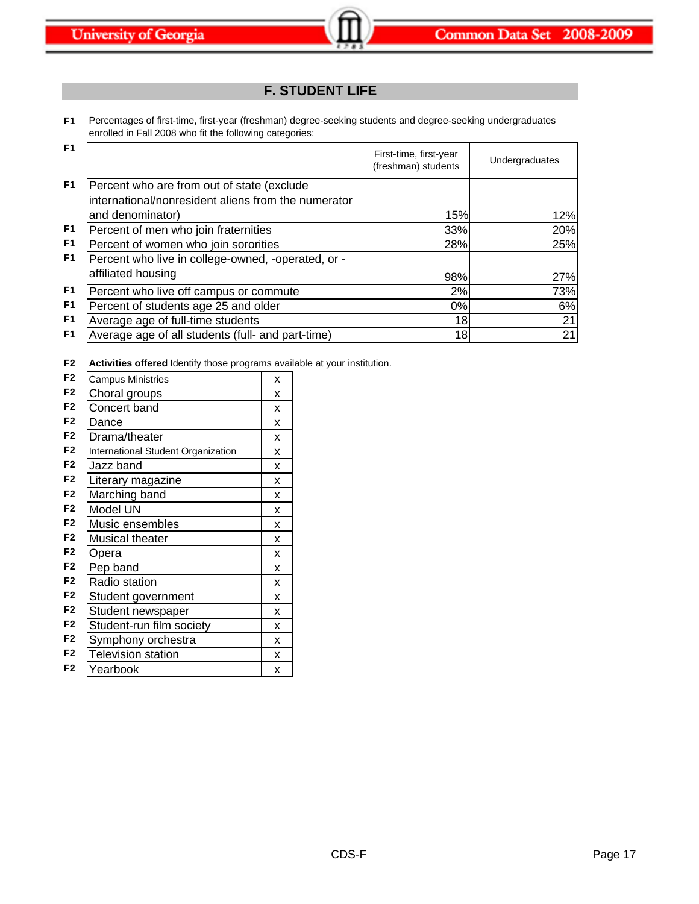## F. STUDENT LIFE

**F1** Percentages of first-time, first-year (freshman) degree-seeking students and degree-seeking undergraduates enrolled in Fall 2008 who fit the following categories:

| | First-time, first-year (freshman) students | Undergraduates |
|---|---|---|
| Percent who are from out of state (exclude international/nonresident aliens from the numerator and denominator) | 15% | 12% |
| Percent of men who join fraternities | 33% | 20% |
| Percent of women who join sororities | 28% | 25% |
| Percent who live in college-owned, -operated, or -affiliated housing | 98% | 27% |
| Percent who live off campus or commute | 2% | 73% |
| Percent of students age 25 and older | 0% | 6% |
| Average age of full-time students | 18 | 21 |
| Average age of all students (full- and part-time) | 18 | 21 |

**F2** **Activities offered** Identify those programs available at your institution.

| Activity | |
|---|---|
| Campus Ministries | x |
| Choral groups | x |
| Concert band | x |
| Dance | x |
| Drama/theater | x |
| International Student Organization | x |
| Jazz band | x |
| Literary magazine | x |
| Marching band | x |
| Model UN | x |
| Music ensembles | x |
| Musical theater | x |
| Opera | x |
| Pep band | x |
| Radio station | x |
| Student government | x |
| Student newspaper | x |
| Student-run film society | x |
| Symphony orchestra | x |
| Television station | x |
| Yearbook | x |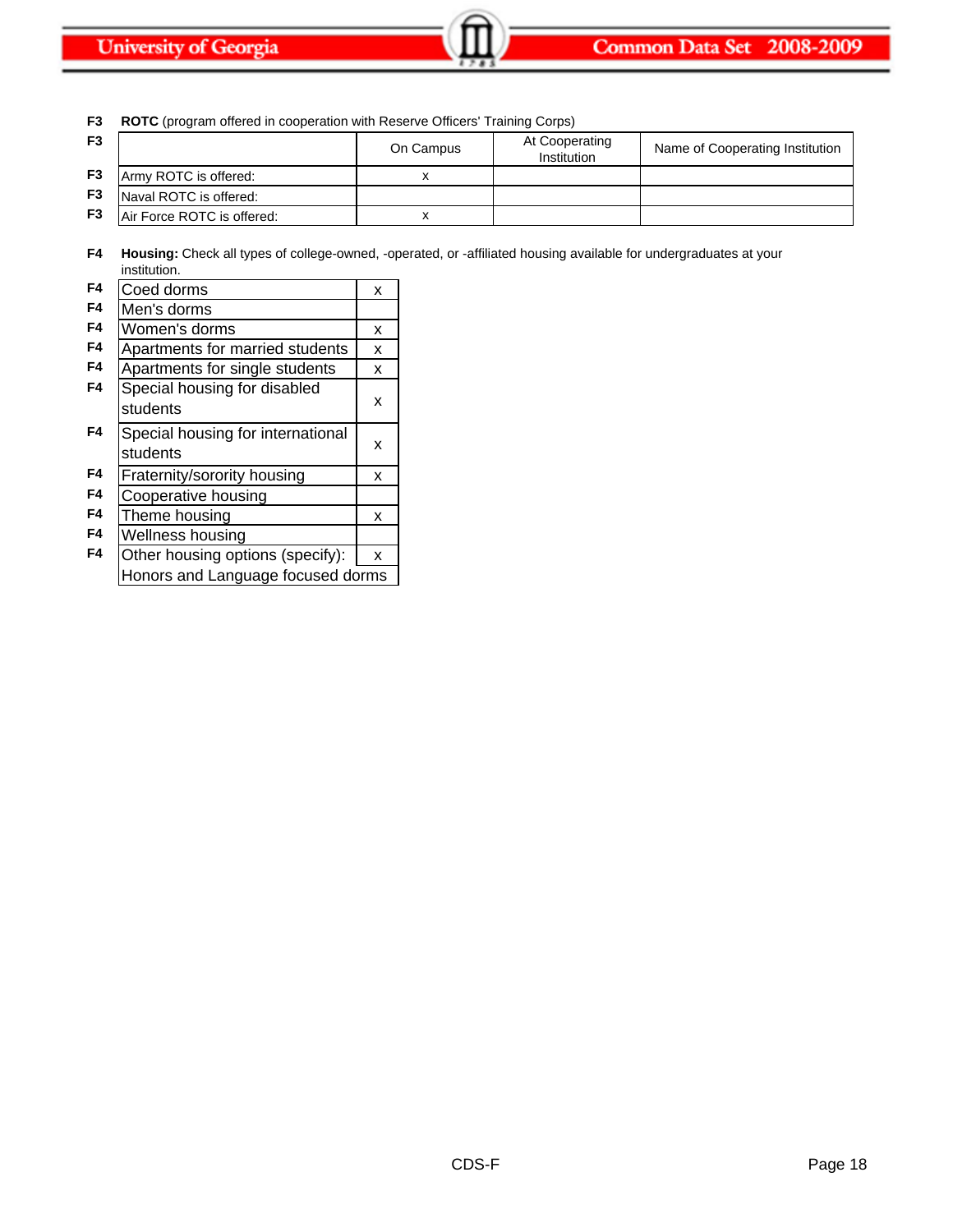**F3** **ROTC** (program offered in cooperation with Reserve Officers' Training Corps)

| | | On Campus | At Cooperating Institution | Name of Cooperating Institution |
|---|---|---|---|---|
| F3 | Army ROTC is offered: | x | | |
| F3 | Naval ROTC is offered: | | | |
| F3 | Air Force ROTC is offered: | x | | |

**F4** **Housing:** Check all types of college-owned, -operated, or -affiliated housing available for undergraduates at your institution.

| | | |
|---|---|---|
| F4 | Coed dorms | x |
| F4 | Men's dorms | |
| F4 | Women's dorms | x |
| F4 | Apartments for married students | x |
| F4 | Apartments for single students | x |
| F4 | Special housing for disabled students | x |
| F4 | Special housing for international students | x |
| F4 | Fraternity/sorority housing | x |
| F4 | Cooperative housing | |
| F4 | Theme housing | x |
| F4 | Wellness housing | |
| F4 | Other housing options (specify): | x |
| | Honors and Language focused dorms | |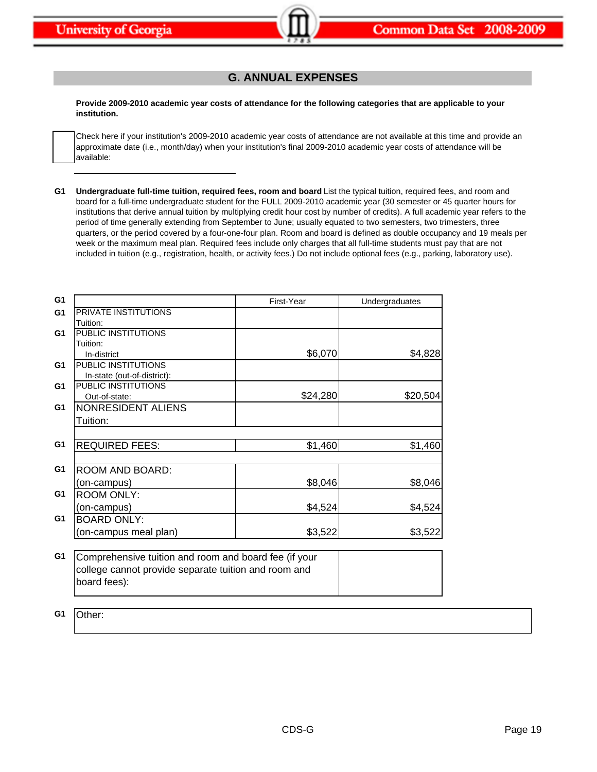## G. ANNUAL EXPENSES

**Provide 2009-2010 academic year costs of attendance for the following categories that are applicable to your institution.**

☐ Check here if your institution's 2009-2010 academic year costs of attendance are not available at this time and provide an approximate date (i.e., month/day) when your institution's final 2009-2010 academic year costs of attendance will be available:

______________________

**G1** **Undergraduate full-time tuition, required fees, room and board** List the typical tuition, required fees, and room and board for a full-time undergraduate student for the FULL 2009-2010 academic year (30 semester or 45 quarter hours for institutions that derive annual tuition by multiplying credit hour cost by number of credits). A full academic year refers to the period of time generally extending from September to June; usually equated to two semesters, two trimesters, three quarters, or the period covered by a four-one-four plan. Room and board is defined as double occupancy and 19 meals per week or the maximum meal plan. Required fees include only charges that all full-time students must pay that are not included in tuition (e.g., registration, health, or activity fees.) Do not include optional fees (e.g., parking, laboratory use).

| | | First-Year | Undergraduates |
|---|---|---|---|
| G1 | PRIVATE INSTITUTIONS Tuition: | | |
| G1 | PUBLIC INSTITUTIONS Tuition: In-district | $6,070 | $4,828 |
| G1 | PUBLIC INSTITUTIONS In-state (out-of-district): | | |
| G1 | PUBLIC INSTITUTIONS Out-of-state: | $24,280 | $20,504 |
| G1 | NONRESIDENT ALIENS Tuition: | | |
| G1 | REQUIRED FEES: | $1,460 | $1,460 |
| G1 | ROOM AND BOARD: (on-campus) | $8,046 | $8,046 |
| G1 | ROOM ONLY: (on-campus) | $4,524 | $4,524 |
| G1 | BOARD ONLY: (on-campus meal plan) | $3,522 | $3,522 |

| | | |
|---|---|---|
| G1 | Comprehensive tuition and room and board fee (if your college cannot provide separate tuition and room and board fees): | |

| | |
|---|---|
| G1 | Other: |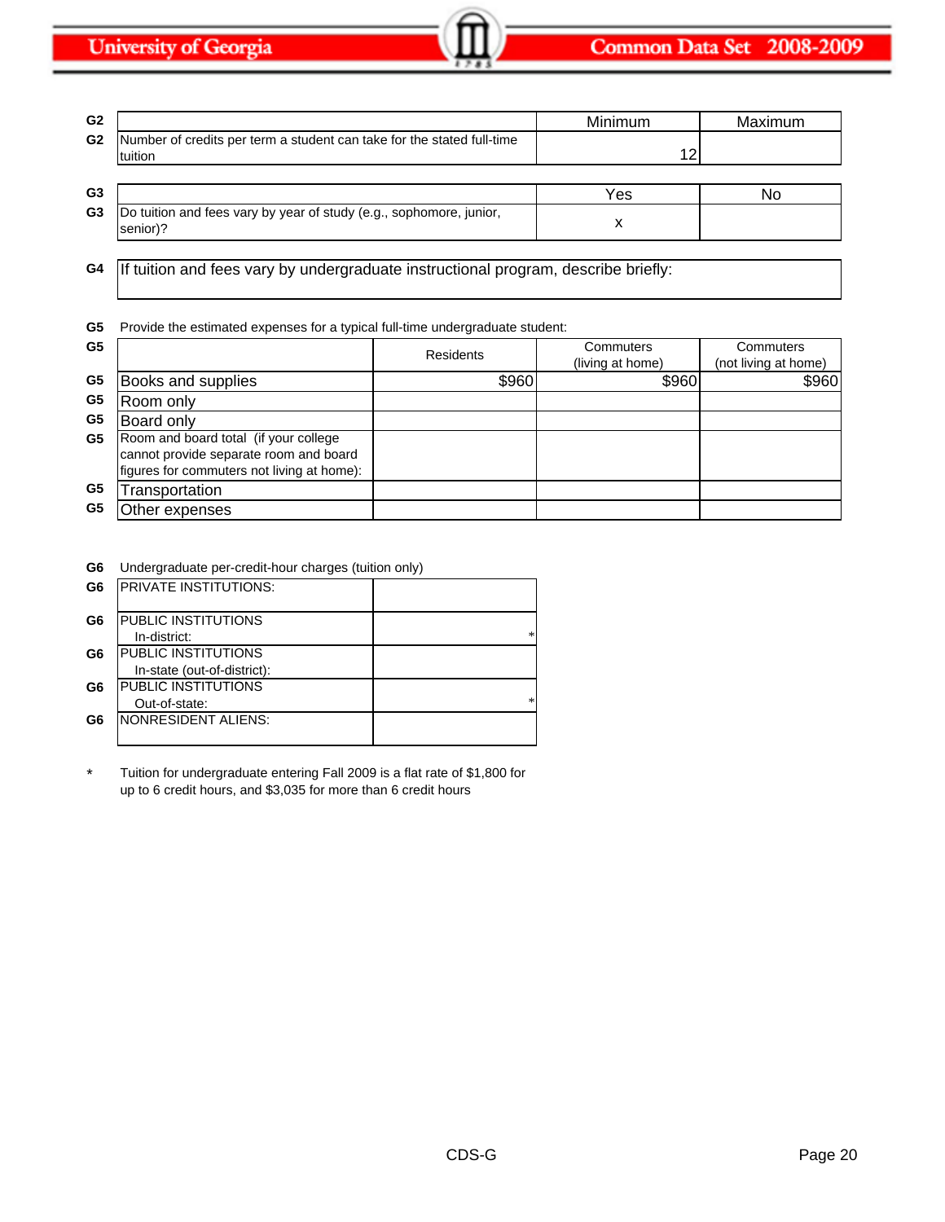| G2 | | Minimum | Maximum |
|---|---|---|---|
| G2 | Number of credits per term a student can take for the stated full-time tuition | 12 | |

| G3 | | Yes | No |
|---|---|---|---|
| G3 | Do tuition and fees vary by year of study (e.g., sophomore, junior, senior)? | x | |

| G4 | If tuition and fees vary by undergraduate instructional program, describe briefly: |
|---|---|

**G5** Provide the estimated expenses for a typical full-time undergraduate student:

| G5 | | Residents | Commuters (living at home) | Commuters (not living at home) |
|---|---|---|---|---|
| G5 | Books and supplies | $960 | $960 | $960 |
| G5 | Room only | | | |
| G5 | Board only | | | |
| G5 | Room and board total (if your college cannot provide separate room and board figures for commuters not living at home): | | | |
| G5 | Transportation | | | |
| G5 | Other expenses | | | |

**G6** Undergraduate per-credit-hour charges (tuition only)

| G6 | | |
|---|---|---|
| G6 | PRIVATE INSTITUTIONS: | |
| G6 | PUBLIC INSTITUTIONS In-district: | * |
| G6 | PUBLIC INSTITUTIONS In-state (out-of-district): | |
| G6 | PUBLIC INSTITUTIONS Out-of-state: | * |
| G6 | NONRESIDENT ALIENS: | |

\* Tuition for undergraduate entering Fall 2009 is a flat rate of $1,800 for up to 6 credit hours, and $3,035 for more than 6 credit hours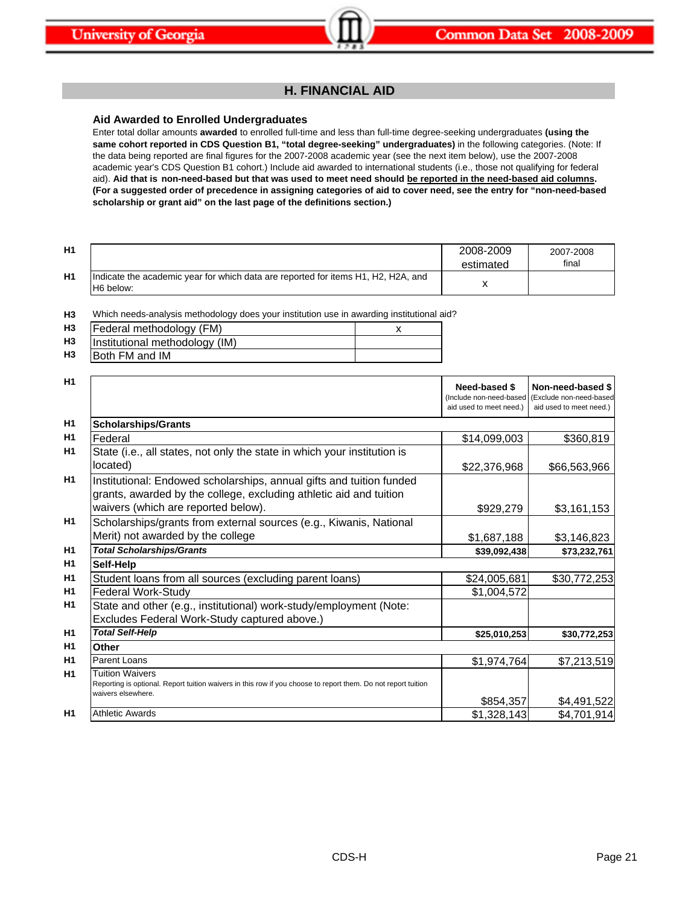## H. FINANCIAL AID

### Aid Awarded to Enrolled Undergraduates

Enter total dollar amounts **awarded** to enrolled full-time and less than full-time degree-seeking undergraduates **(using the same cohort reported in CDS Question B1, "total degree-seeking" undergraduates)** in the following categories. (Note: If the data being reported are final figures for the 2007-2008 academic year (see the next item below), use the 2007-2008 academic year's CDS Question B1 cohort.) Include aid awarded to international students (i.e., those not qualifying for federal aid). **Aid that is non-need-based but that was used to meet need should be reported in the need-based aid columns. (For a suggested order of precedence in assigning categories of aid to cover need, see the entry for "non-need-based scholarship or grant aid" on the last page of the definitions section.)**

| | | 2008-2009 estimated | 2007-2008 final |
|---|---|---|---|
| H1 | Indicate the academic year for which data are reported for items H1, H2, H2A, and H6 below: | x | |

H3 Which needs-analysis methodology does your institution use in awarding institutional aid?

| | | |
|---|---|---|
| H3 | Federal methodology (FM) | x |
| H3 | Institutional methodology (IM) | |
| H3 | Both FM and IM | |

| | | Need-based $ (Include non-need-based aid used to meet need.) | Non-need-based $ (Exclude non-need-based aid used to meet need.) |
|---|---|---|---|
| H1 | **Scholarships/Grants** | | |
| H1 | Federal | $14,099,003 | $360,819 |
| H1 | State (i.e., all states, not only the state in which your institution is located) | $22,376,968 | $66,563,966 |
| H1 | Institutional: Endowed scholarships, annual gifts and tuition funded grants, awarded by the college, excluding athletic aid and tuition waivers (which are reported below). | $929,279 | $3,161,153 |
| H1 | Scholarships/grants from external sources (e.g., Kiwanis, National Merit) not awarded by the college | $1,687,188 | $3,146,823 |
| H1 | ***Total Scholarships/Grants*** | **$39,092,438** | **$73,232,761** |
| H1 | **Self-Help** | | |
| H1 | Student loans from all sources (excluding parent loans) | $24,005,681 | $30,772,253 |
| H1 | Federal Work-Study | $1,004,572 | |
| H1 | State and other (e.g., institutional) work-study/employment (Note: Excludes Federal Work-Study captured above.) | | |
| H1 | ***Total Self-Help*** | **$25,010,253** | **$30,772,253** |
| H1 | **Other** | | |
| H1 | Parent Loans | $1,974,764 | $7,213,519 |
| H1 | Tuition Waivers<br>Reporting is optional. Report tuition waivers in this row if you choose to report them. Do not report tuition waivers elsewhere. | $854,357 | $4,491,522 |
| H1 | Athletic Awards | $1,328,143 | $4,701,914 |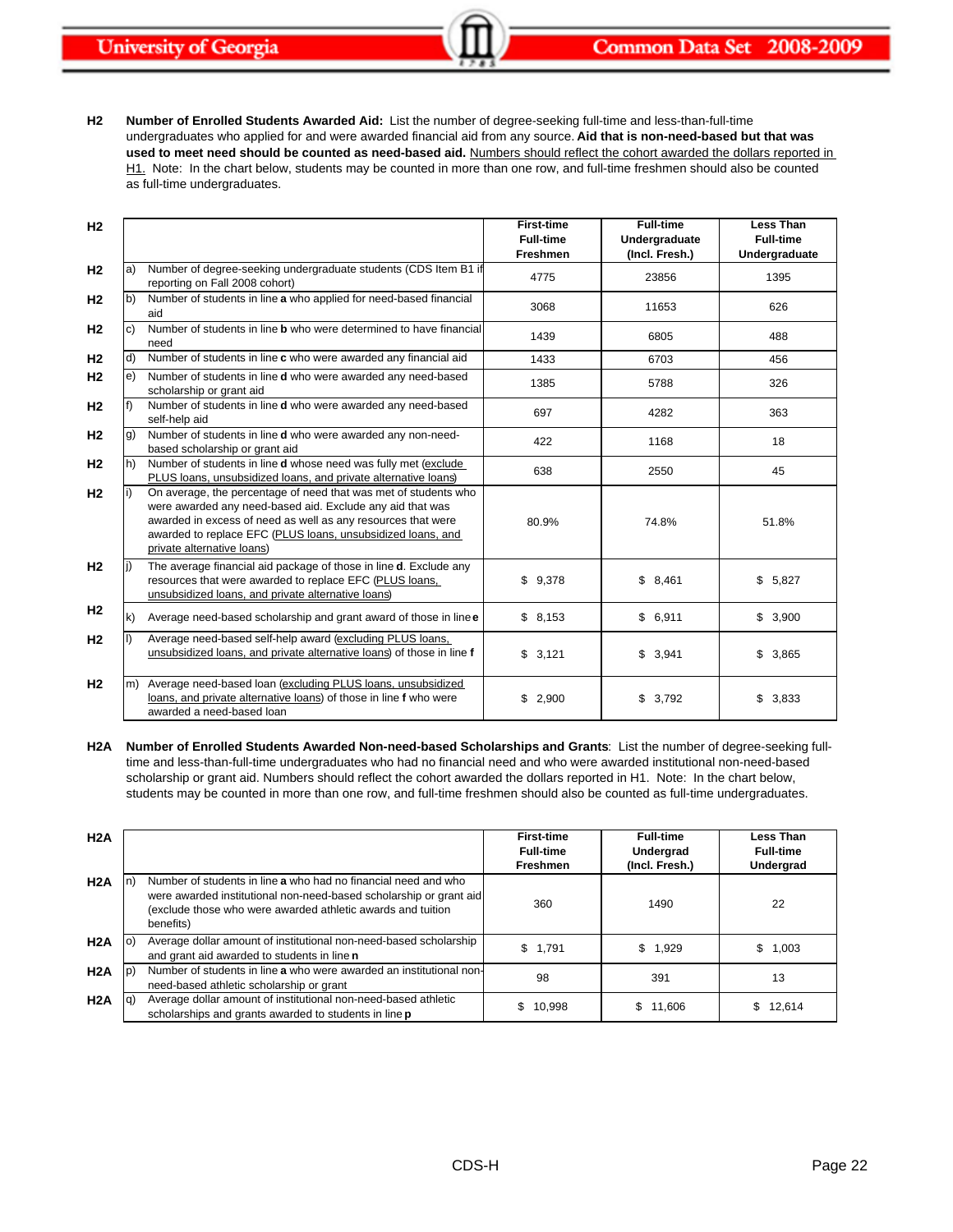**H2** **Number of Enrolled Students Awarded Aid:** List the number of degree-seeking full-time and less-than-full-time undergraduates who applied for and were awarded financial aid from any source. **Aid that is non-need-based but that was used to meet need should be counted as need-based aid.** Numbers should reflect the cohort awarded the dollars reported in H1. Note: In the chart below, students may be counted in more than one row, and full-time freshmen should also be counted as full-time undergraduates.

| H2 | | | First-time Full-time Freshmen | Full-time Undergraduate (Incl. Fresh.) | Less Than Full-time Undergraduate |
|---|---|---|---|---|---|
| H2 | a) | Number of degree-seeking undergraduate students (CDS Item B1 if reporting on Fall 2008 cohort) | 4775 | 23856 | 1395 |
| H2 | b) | Number of students in line **a** who applied for need-based financial aid | 3068 | 11653 | 626 |
| H2 | c) | Number of students in line **b** who were determined to have financial need | 1439 | 6805 | 488 |
| H2 | d) | Number of students in line **c** who were awarded any financial aid | 1433 | 6703 | 456 |
| H2 | e) | Number of students in line **d** who were awarded any need-based scholarship or grant aid | 1385 | 5788 | 326 |
| H2 | f) | Number of students in line **d** who were awarded any need-based self-help aid | 697 | 4282 | 363 |
| H2 | g) | Number of students in line **d** who were awarded any non-need-based scholarship or grant aid | 422 | 1168 | 18 |
| H2 | h) | Number of students in line **d** whose need was fully met (exclude PLUS loans, unsubsidized loans, and private alternative loans) | 638 | 2550 | 45 |
| H2 | i) | On average, the percentage of need that was met of students who were awarded any need-based aid. Exclude any aid that was awarded in excess of need as well as any resources that were awarded to replace EFC (PLUS loans, unsubsidized loans, and private alternative loans) | 80.9% | 74.8% | 51.8% |
| H2 | j) | The average financial aid package of those in line **d**. Exclude any resources that were awarded to replace EFC (PLUS loans, unsubsidized loans, and private alternative loans) | $ 9,378 | $ 8,461 | $ 5,827 |
| H2 | k) | Average need-based scholarship and grant award of those in line **e** | $ 8,153 | $ 6,911 | $ 3,900 |
| H2 | l) | Average need-based self-help award (excluding PLUS loans, unsubsidized loans, and private alternative loans) of those in line **f** | $ 3,121 | $ 3,941 | $ 3,865 |
| H2 | m) | Average need-based loan (excluding PLUS loans, unsubsidized loans, and private alternative loans) of those in line **f** who were awarded a need-based loan | $ 2,900 | $ 3,792 | $ 3,833 |

**H2A** **Number of Enrolled Students Awarded Non-need-based Scholarships and Grants**: List the number of degree-seeking full-time and less-than-full-time undergraduates who had no financial need and who were awarded institutional non-need-based scholarship or grant aid. Numbers should reflect the cohort awarded the dollars reported in H1. Note: In the chart below, students may be counted in more than one row, and full-time freshmen should also be counted as full-time undergraduates.

| H2A | | | First-time Full-time Freshmen | Full-time Undergrad (Incl. Fresh.) | Less Than Full-time Undergrad |
|---|---|---|---|---|---|
| H2A | n) | Number of students in line **a** who had no financial need and who were awarded institutional non-need-based scholarship or grant aid (exclude those who were awarded athletic awards and tuition benefits) | 360 | 1490 | 22 |
| H2A | o) | Average dollar amount of institutional non-need-based scholarship and grant aid awarded to students in line **n** | $ 1,791 | $ 1,929 | $ 1,003 |
| H2A | p) | Number of students in line **a** who were awarded an institutional non-need-based athletic scholarship or grant | 98 | 391 | 13 |
| H2A | q) | Average dollar amount of institutional non-need-based athletic scholarships and grants awarded to students in line **p** | $ 10,998 | $ 11,606 | $ 12,614 |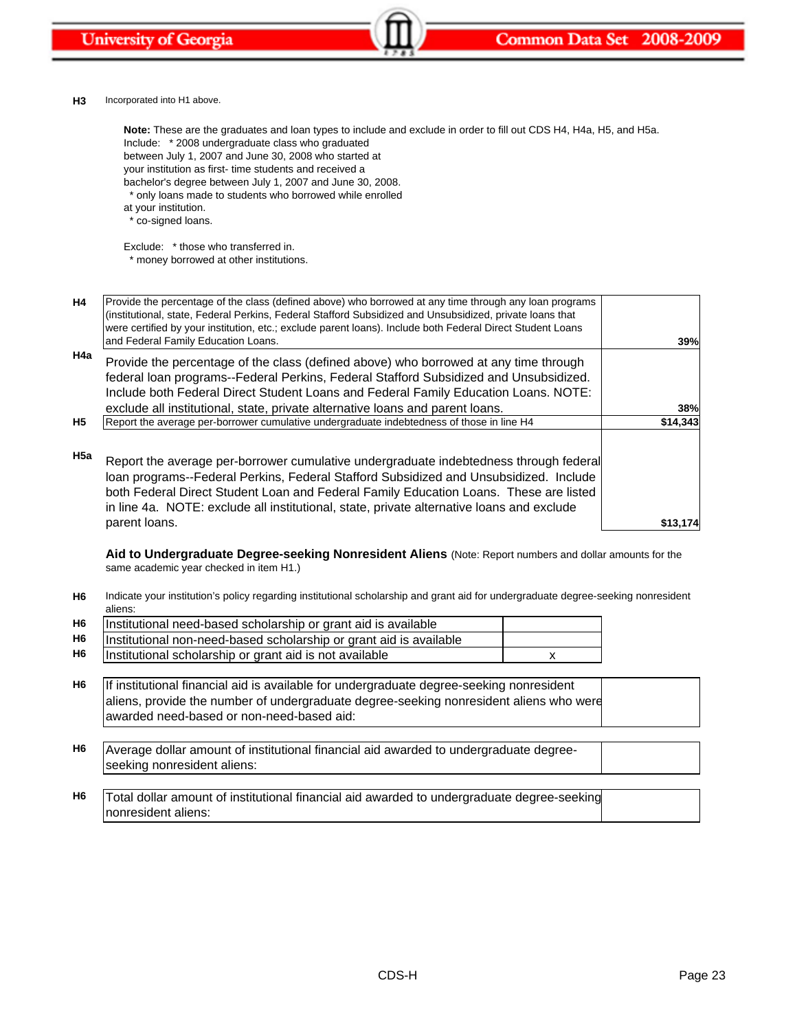**H3** Incorporated into H1 above.

**Note:** These are the graduates and loan types to include and exclude in order to fill out CDS H4, H4a, H5, and H5a.
Include: * 2008 undergraduate class who graduated between July 1, 2007 and June 30, 2008 who started at your institution as first- time students and received a bachelor's degree between July 1, 2007 and June 30, 2008.
* only loans made to students who borrowed while enrolled at your institution.
* co-signed loans.

Exclude: * those who transferred in.
* money borrowed at other institutions.

| | | |
|---|---|---|
| H4 | Provide the percentage of the class (defined above) who borrowed at any time through any loan programs (institutional, state, Federal Perkins, Federal Stafford Subsidized and Unsubsidized, private loans that were certified by your institution, etc.; exclude parent loans). Include both Federal Direct Student Loans and Federal Family Education Loans. | 39% |
| H4a | Provide the percentage of the class (defined above) who borrowed at any time through federal loan programs--Federal Perkins, Federal Stafford Subsidized and Unsubsidized. Include both Federal Direct Student Loans and Federal Family Education Loans. NOTE: exclude all institutional, state, private alternative loans and parent loans. | 38% |
| H5 | Report the average per-borrower cumulative undergraduate indebtedness of those in line H4 | $14,343 |
| H5a | Report the average per-borrower cumulative undergraduate indebtedness through federal loan programs--Federal Perkins, Federal Stafford Subsidized and Unsubsidized. Include both Federal Direct Student Loan and Federal Family Education Loans. These are listed in line 4a. NOTE: exclude all institutional, state, private alternative loans and exclude parent loans. | $13,174 |

**Aid to Undergraduate Degree-seeking Nonresident Aliens** (Note: Report numbers and dollar amounts for the same academic year checked in item H1.)

**H6** Indicate your institution's policy regarding institutional scholarship and grant aid for undergraduate degree-seeking nonresident aliens:

| | | |
|---|---|---|
| H6 | Institutional need-based scholarship or grant aid is available | |
| H6 | Institutional non-need-based scholarship or grant aid is available | |
| H6 | Institutional scholarship or grant aid is not available | x |

| | | |
|---|---|---|
| H6 | If institutional financial aid is available for undergraduate degree-seeking nonresident aliens, provide the number of undergraduate degree-seeking nonresident aliens who were awarded need-based or non-need-based aid: | |
| H6 | Average dollar amount of institutional financial aid awarded to undergraduate degree-seeking nonresident aliens: | |
| H6 | Total dollar amount of institutional financial aid awarded to undergraduate degree-seeking nonresident aliens: | |

CDS-H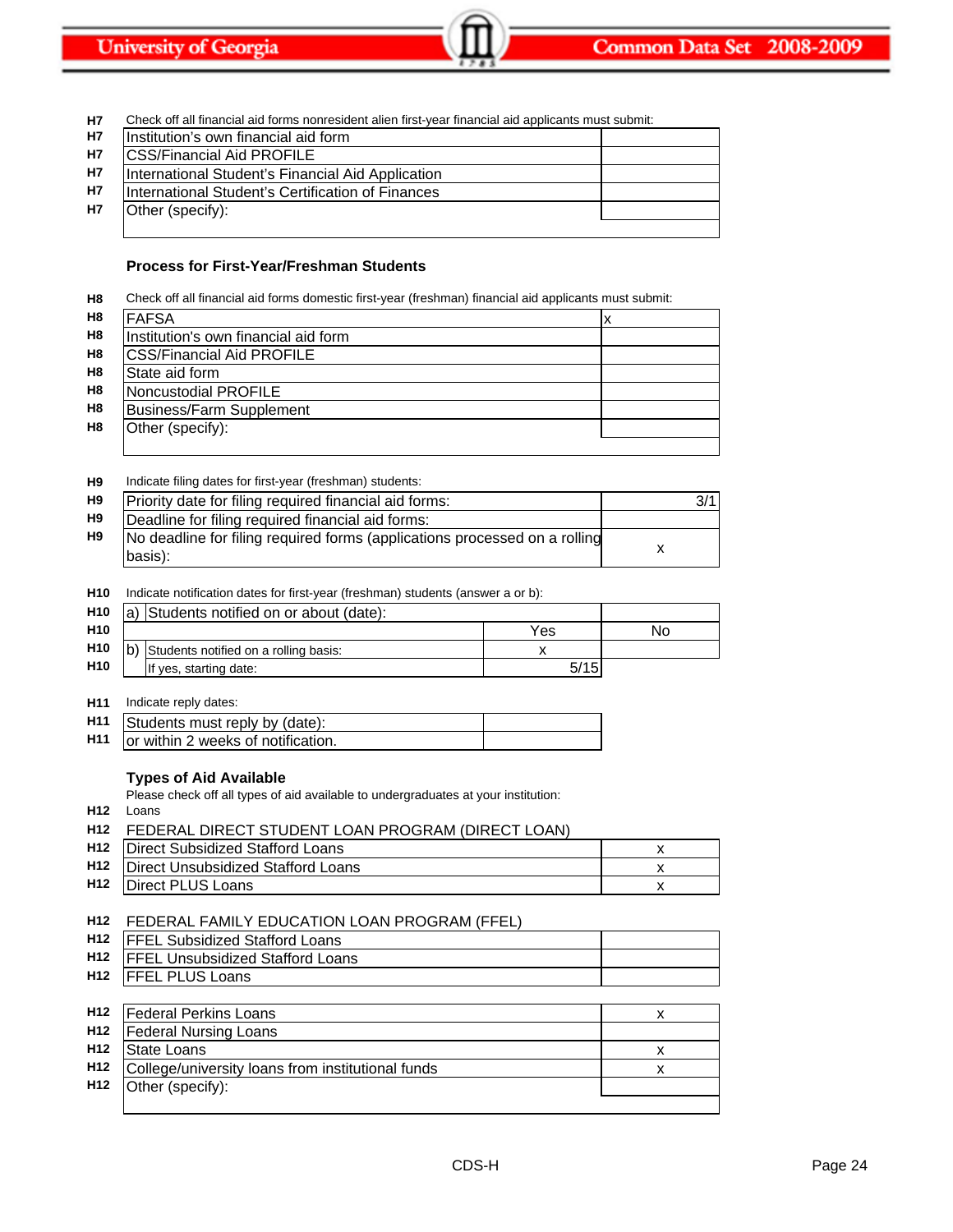**H7** Check off all financial aid forms nonresident alien first-year financial aid applicants must submit:

| | | |
|---|---|---|
| H7 | Institution's own financial aid form | |
| H7 | CSS/Financial Aid PROFILE | |
| H7 | International Student's Financial Aid Application | |
| H7 | International Student's Certification of Finances | |
| H7 | Other (specify): | |

### Process for First-Year/Freshman Students

**H8** Check off all financial aid forms domestic first-year (freshman) financial aid applicants must submit:

| | | |
|---|---|---|
| H8 | FAFSA | x |
| H8 | Institution's own financial aid form | |
| H8 | CSS/Financial Aid PROFILE | |
| H8 | State aid form | |
| H8 | Noncustodial PROFILE | |
| H8 | Business/Farm Supplement | |
| H8 | Other (specify): | |

**H9** Indicate filing dates for first-year (freshman) students:

| | | |
|---|---|---|
| H9 | Priority date for filing required financial aid forms: | 3/1 |
| H9 | Deadline for filing required financial aid forms: | |
| H9 | No deadline for filing required forms (applications processed on a rolling basis): | x |

**H10** Indicate notification dates for first-year (freshman) students (answer a or b):

| | | | |
|---|---|---|---|
| H10 | a) Students notified on or about (date): | | |
| H10 | | Yes | No |
| H10 | b) Students notified on a rolling basis: | x | |
| H10 | If yes, starting date: | 5/15 | |

**H11** Indicate reply dates:

| | | |
|---|---|---|
| H11 | Students must reply by (date): | |
| H11 | or within 2 weeks of notification. | |

### Types of Aid Available

Please check off all types of aid available to undergraduates at your institution:

**H12** Loans

**H12** FEDERAL DIRECT STUDENT LOAN PROGRAM (DIRECT LOAN)

| | | |
|---|---|---|
| H12 | Direct Subsidized Stafford Loans | x |
| H12 | Direct Unsubsidized Stafford Loans | x |
| H12 | Direct PLUS Loans | x |

**H12** FEDERAL FAMILY EDUCATION LOAN PROGRAM (FFEL)

| | | |
|---|---|---|
| H12 | FFEL Subsidized Stafford Loans | |
| H12 | FFEL Unsubsidized Stafford Loans | |
| H12 | FFEL PLUS Loans | |

| | | |
|---|---|---|
| H12 | Federal Perkins Loans | x |
| H12 | Federal Nursing Loans | |
| H12 | State Loans | x |
| H12 | College/university loans from institutional funds | x |
| H12 | Other (specify): | |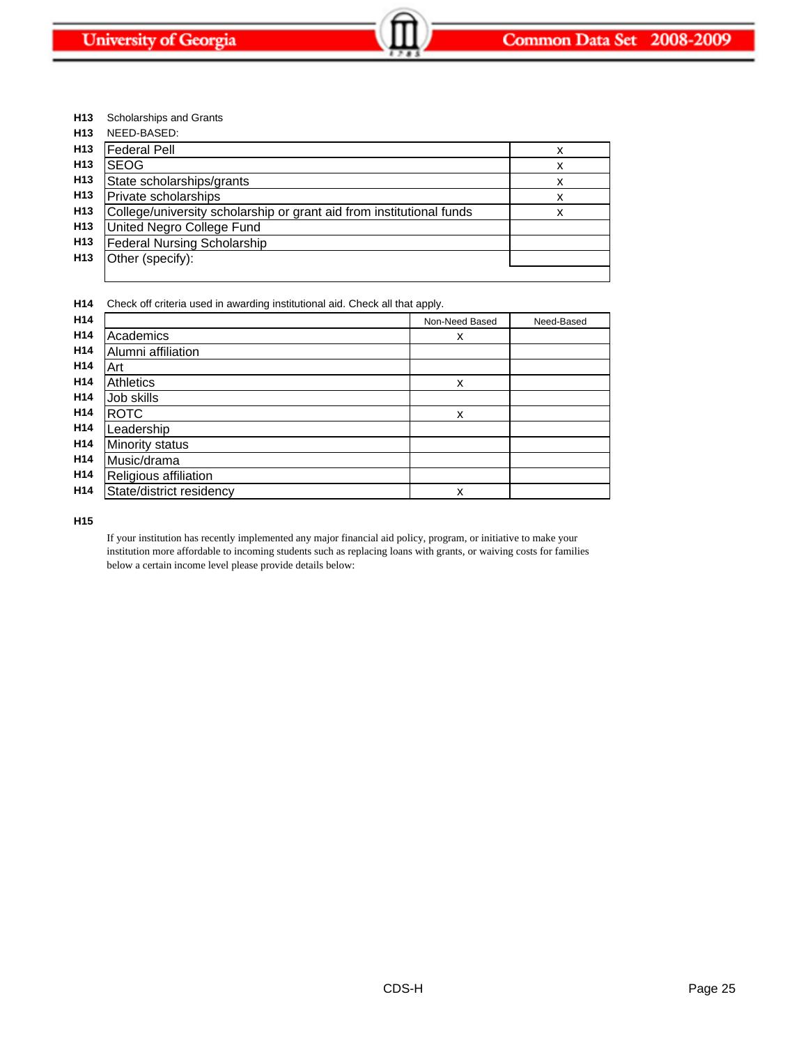**H13** Scholarships and Grants

**H13** NEED-BASED:

| | |
|---|---|
| Federal Pell | x |
| SEOG | x |
| State scholarships/grants | x |
| Private scholarships | x |
| College/university scholarship or grant aid from institutional funds | x |
| United Negro College Fund | |
| Federal Nursing Scholarship | |
| Other (specify): | |

**H14** Check off criteria used in awarding institutional aid. Check all that apply.

| | Non-Need Based | Need-Based |
|---|---|---|
| Academics | x | |
| Alumni affiliation | | |
| Art | | |
| Athletics | x | |
| Job skills | | |
| ROTC | x | |
| Leadership | | |
| Minority status | | |
| Music/drama | | |
| Religious affiliation | | |
| State/district residency | x | |

**H15**

If your institution has recently implemented any major financial aid policy, program, or initiative to make your institution more affordable to incoming students such as replacing loans with grants, or waiving costs for families below a certain income level please provide details below: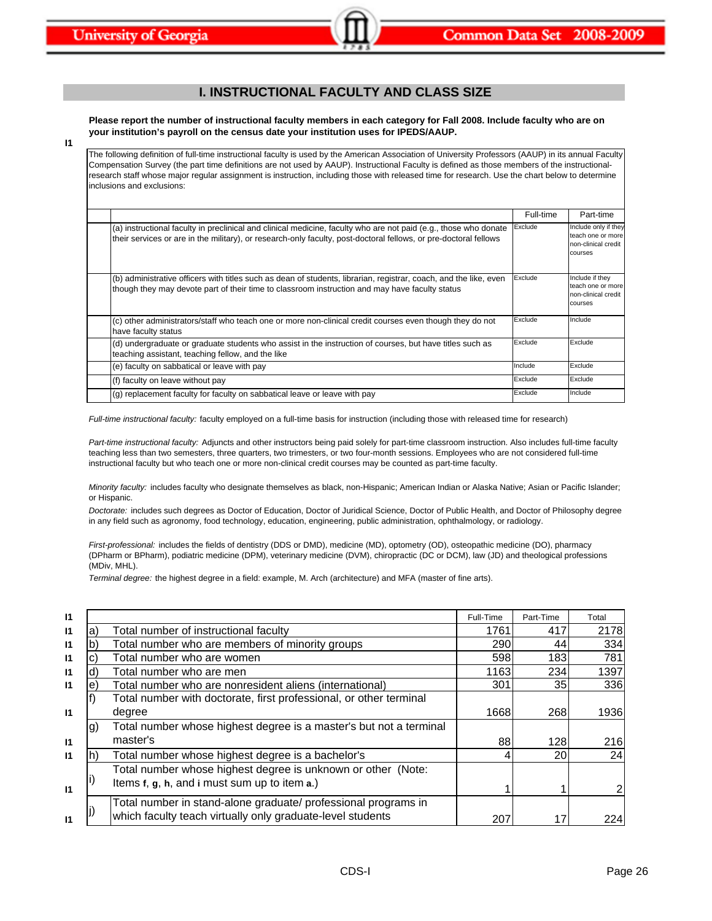## I. INSTRUCTIONAL FACULTY AND CLASS SIZE

**Please report the number of instructional faculty members in each category for Fall 2008. Include faculty who are on your institution's payroll on the census date your institution uses for IPEDS/AAUP.**

I1

The following definition of full-time instructional faculty is used by the American Association of University Professors (AAUP) in its annual Faculty Compensation Survey (the part time definitions are not used by AAUP). Instructional Faculty is defined as those members of the instructional-research staff whose major regular assignment is instruction, including those with released time for research. Use the chart below to determine inclusions and exclusions:

| | Full-time | Part-time |
|---|---|---|
| (a) instructional faculty in preclinical and clinical medicine, faculty who are not paid (e.g., those who donate their services or are in the military), or research-only faculty, post-doctoral fellows, or pre-doctoral fellows | Exclude | Include only if they teach one or more non-clinical credit courses |
| (b) administrative officers with titles such as dean of students, librarian, registrar, coach, and the like, even though they may devote part of their time to classroom instruction and may have faculty status | Exclude | Include if they teach one or more non-clinical credit courses |
| (c) other administrators/staff who teach one or more non-clinical credit courses even though they do not have faculty status | Exclude | Include |
| (d) undergraduate or graduate students who assist in the instruction of courses, but have titles such as teaching assistant, teaching fellow, and the like | Exclude | Exclude |
| (e) faculty on sabbatical or leave with pay | Include | Exclude |
| (f) faculty on leave without pay | Exclude | Exclude |
| (g) replacement faculty for faculty on sabbatical leave or leave with pay | Exclude | Include |

*Full-time instructional faculty:* faculty employed on a full-time basis for instruction (including those with released time for research)

*Part-time instructional faculty:* Adjuncts and other instructors being paid solely for part-time classroom instruction. Also includes full-time faculty teaching less than two semesters, three quarters, two trimesters, or two four-month sessions. Employees who are not considered full-time instructional faculty but who teach one or more non-clinical credit courses may be counted as part-time faculty.

*Minority faculty:* includes faculty who designate themselves as black, non-Hispanic; American Indian or Alaska Native; Asian or Pacific Islander; or Hispanic.

*Doctorate:* includes such degrees as Doctor of Education, Doctor of Juridical Science, Doctor of Public Health, and Doctor of Philosophy degree in any field such as agronomy, food technology, education, engineering, public administration, ophthalmology, or radiology.

*First-professional:* includes the fields of dentistry (DDS or DMD), medicine (MD), optometry (OD), osteopathic medicine (DO), pharmacy (DPharm or BPharm), podiatric medicine (DPM), veterinary medicine (DVM), chiropractic (DC or DCM), law (JD) and theological professions (MDiv, MHL).

*Terminal degree:* the highest degree in a field: example, M. Arch (architecture) and MFA (master of fine arts).

| | | | Full-Time | Part-Time | Total |
|---|---|---|---|---|---|
| I1 | a) | Total number of instructional faculty | 1761 | 417 | 2178 |
| I1 | b) | Total number who are members of minority groups | 290 | 44 | 334 |
| I1 | c) | Total number who are women | 598 | 183 | 781 |
| I1 | d) | Total number who are men | 1163 | 234 | 1397 |
| I1 | e) | Total number who are nonresident aliens (international) | 301 | 35 | 336 |
| I1 | f) | Total number with doctorate, first professional, or other terminal degree | 1668 | 268 | 1936 |
| I1 | g) | Total number whose highest degree is a master's but not a terminal master's | 88 | 128 | 216 |
| I1 | h) | Total number whose highest degree is a bachelor's | 4 | 20 | 24 |
| I1 | i) | Total number whose highest degree is unknown or other (Note: Items **f**, **g**, **h**, and **i** must sum up to item **a**.) | 1 | 1 | 2 |
| I1 | j) | Total number in stand-alone graduate/ professional programs in which faculty teach virtually only graduate-level students | 207 | 17 | 224 |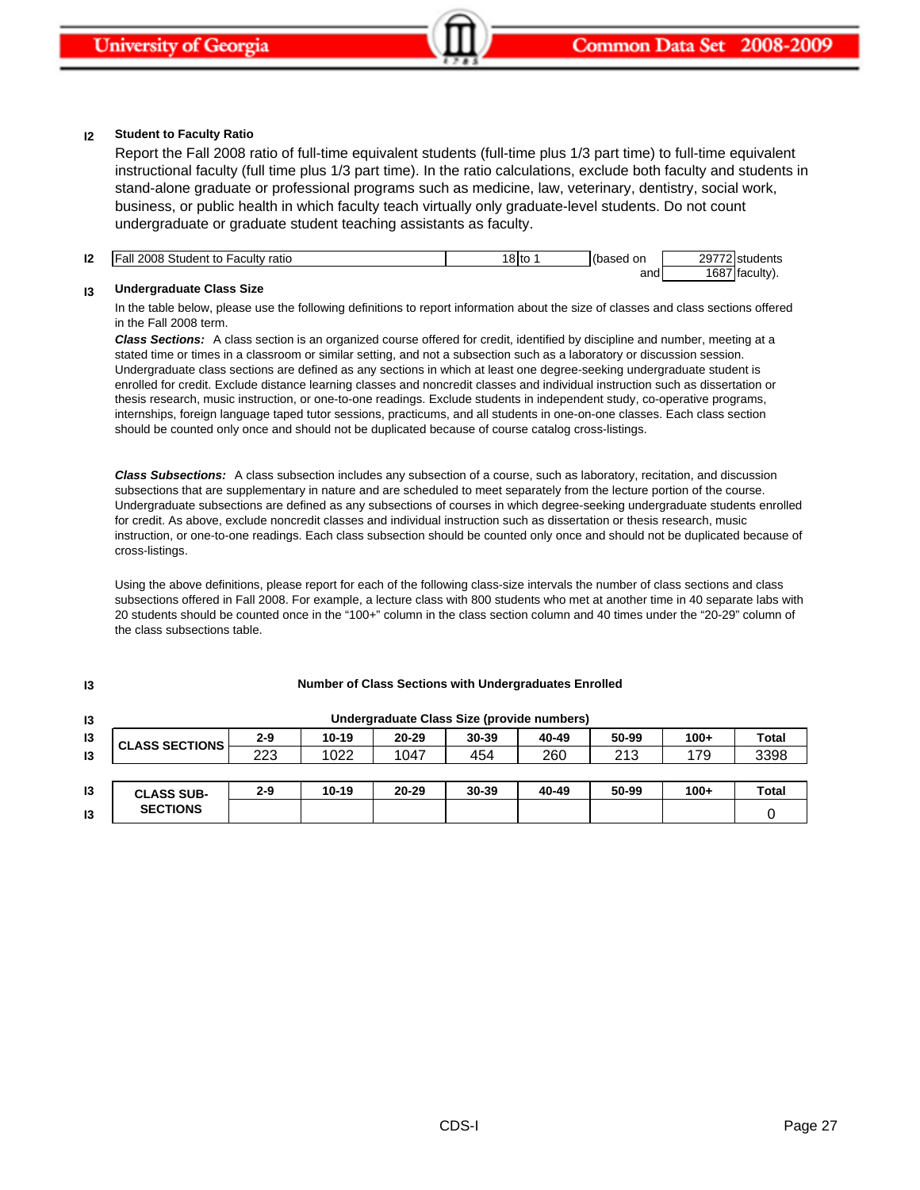**I2 Student to Faculty Ratio**

Report the Fall 2008 ratio of full-time equivalent students (full-time plus 1/3 part time) to full-time equivalent instructional faculty (full time plus 1/3 part time). In the ratio calculations, exclude both faculty and students in stand-alone graduate or professional programs such as medicine, law, veterinary, dentistry, social work, business, or public health in which faculty teach virtually only graduate-level students. Do not count undergraduate or graduate student teaching assistants as faculty.

| I2 | Fall 2008 Student to Faculty ratio | 18 to 1 | (based on | 29772 students |
|---|---|---|---|---|
| | | | and | 1687 faculty). |

**I3 Undergraduate Class Size**

In the table below, please use the following definitions to report information about the size of classes and class sections offered in the Fall 2008 term.

***Class Sections:*** A class section is an organized course offered for credit, identified by discipline and number, meeting at a stated time or times in a classroom or similar setting, and not a subsection such as a laboratory or discussion session. Undergraduate class sections are defined as any sections in which at least one degree-seeking undergraduate student is enrolled for credit. Exclude distance learning classes and noncredit classes and individual instruction such as dissertation or thesis research, music instruction, or one-to-one readings. Exclude students in independent study, co-operative programs, internships, foreign language taped tutor sessions, practicums, and all students in one-on-one classes. Each class section should be counted only once and should not be duplicated because of course catalog cross-listings.

***Class Subsections:*** A class subsection includes any subsection of a course, such as laboratory, recitation, and discussion subsections that are supplementary in nature and are scheduled to meet separately from the lecture portion of the course. Undergraduate subsections are defined as any subsections of courses in which degree-seeking undergraduate students enrolled for credit. As above, exclude noncredit classes and individual instruction such as dissertation or thesis research, music instruction, or one-to-one readings. Each class subsection should be counted only once and should not be duplicated because of cross-listings.

Using the above definitions, please report for each of the following class-size intervals the number of class sections and class subsections offered in Fall 2008. For example, a lecture class with 800 students who met at another time in 40 separate labs with 20 students should be counted once in the "100+" column in the class section column and 40 times under the "20-29" column of the class subsections table.

**I3 Number of Class Sections with Undergraduates Enrolled**

**Undergraduate Class Size (provide numbers)**

| | 2-9 | 10-19 | 20-29 | 30-39 | 40-49 | 50-99 | 100+ | Total |
|---|---|---|---|---|---|---|---|---|
| CLASS SECTIONS | 223 | 1022 | 1047 | 454 | 260 | 213 | 179 | 3398 |

| | 2-9 | 10-19 | 20-29 | 30-39 | 40-49 | 50-99 | 100+ | Total |
|---|---|---|---|---|---|---|---|---|
| CLASS SUB-SECTIONS | | | | | | | | 0 |

CDS-I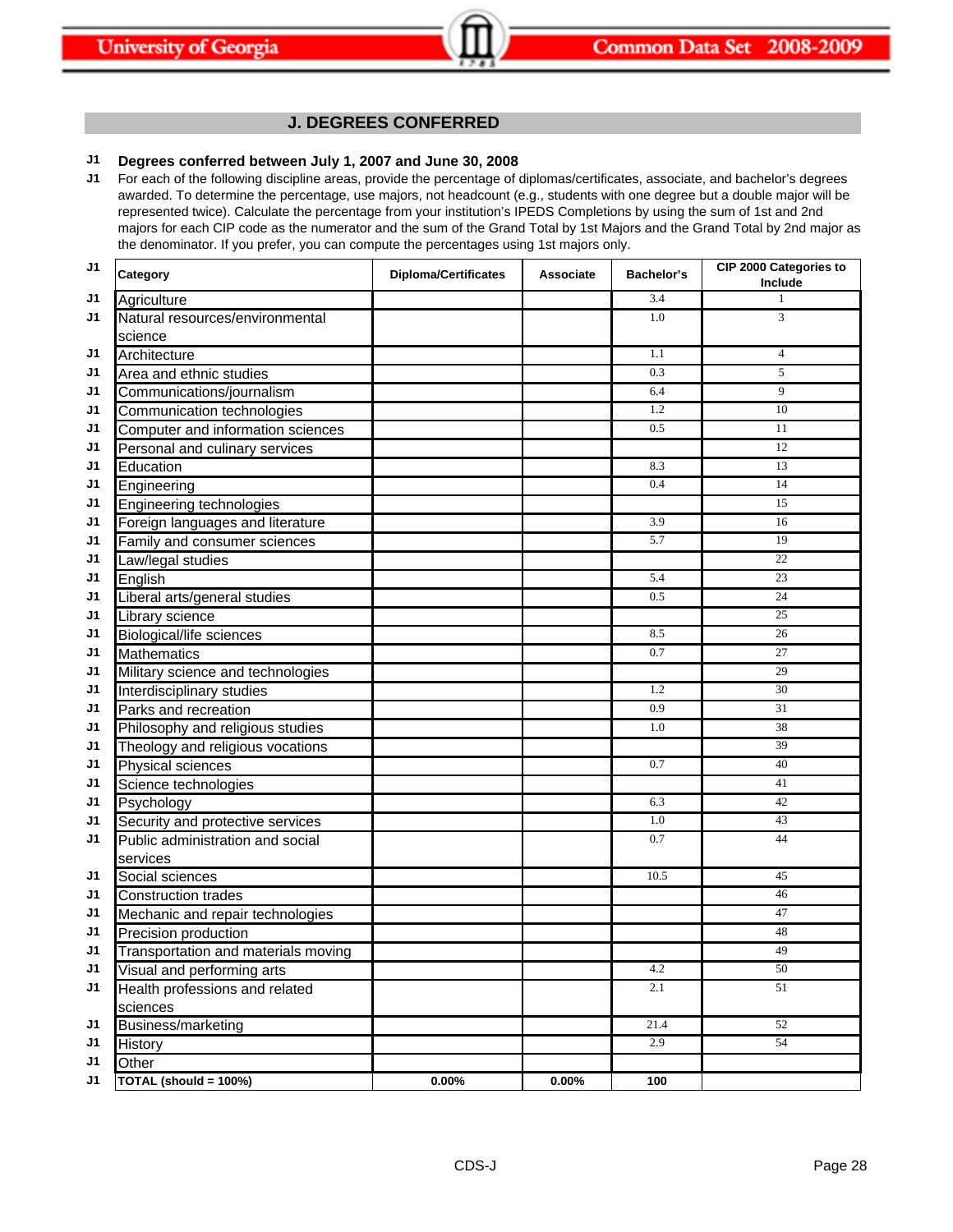## J. DEGREES CONFERRED

**J1 Degrees conferred between July 1, 2007 and June 30, 2008**

J1 For each of the following discipline areas, provide the percentage of diplomas/certificates, associate, and bachelor's degrees awarded. To determine the percentage, use majors, not headcount (e.g., students with one degree but a double major will be represented twice). Calculate the percentage from your institution's IPEDS Completions by using the sum of 1st and 2nd majors for each CIP code as the numerator and the sum of the Grand Total by 1st Majors and the Grand Total by 2nd major as the denominator. If you prefer, you can compute the percentages using 1st majors only.

| | Category | Diploma/Certificates | Associate | Bachelor's | CIP 2000 Categories to Include |
|---|---|---|---|---|---|
| J1 | Agriculture | | | 3.4 | 1 |
| J1 | Natural resources/environmental science | | | 1.0 | 3 |
| J1 | Architecture | | | 1.1 | 4 |
| J1 | Area and ethnic studies | | | 0.3 | 5 |
| J1 | Communications/journalism | | | 6.4 | 9 |
| J1 | Communication technologies | | | 1.2 | 10 |
| J1 | Computer and information sciences | | | 0.5 | 11 |
| J1 | Personal and culinary services | | | | 12 |
| J1 | Education | | | 8.3 | 13 |
| J1 | Engineering | | | 0.4 | 14 |
| J1 | Engineering technologies | | | | 15 |
| J1 | Foreign languages and literature | | | 3.9 | 16 |
| J1 | Family and consumer sciences | | | 5.7 | 19 |
| J1 | Law/legal studies | | | | 22 |
| J1 | English | | | 5.4 | 23 |
| J1 | Liberal arts/general studies | | | 0.5 | 24 |
| J1 | Library science | | | | 25 |
| J1 | Biological/life sciences | | | 8.5 | 26 |
| J1 | Mathematics | | | 0.7 | 27 |
| J1 | Military science and technologies | | | | 29 |
| J1 | Interdisciplinary studies | | | 1.2 | 30 |
| J1 | Parks and recreation | | | 0.9 | 31 |
| J1 | Philosophy and religious studies | | | 1.0 | 38 |
| J1 | Theology and religious vocations | | | | 39 |
| J1 | Physical sciences | | | 0.7 | 40 |
| J1 | Science technologies | | | | 41 |
| J1 | Psychology | | | 6.3 | 42 |
| J1 | Security and protective services | | | 1.0 | 43 |
| J1 | Public administration and social services | | | 0.7 | 44 |
| J1 | Social sciences | | | 10.5 | 45 |
| J1 | Construction trades | | | | 46 |
| J1 | Mechanic and repair technologies | | | | 47 |
| J1 | Precision production | | | | 48 |
| J1 | Transportation and materials moving | | | | 49 |
| J1 | Visual and performing arts | | | 4.2 | 50 |
| J1 | Health professions and related sciences | | | 2.1 | 51 |
| J1 | Business/marketing | | | 21.4 | 52 |
| J1 | History | | | 2.9 | 54 |
| J1 | Other | | | | |
| J1 | **TOTAL (should = 100%)** | **0.00%** | **0.00%** | **100** | |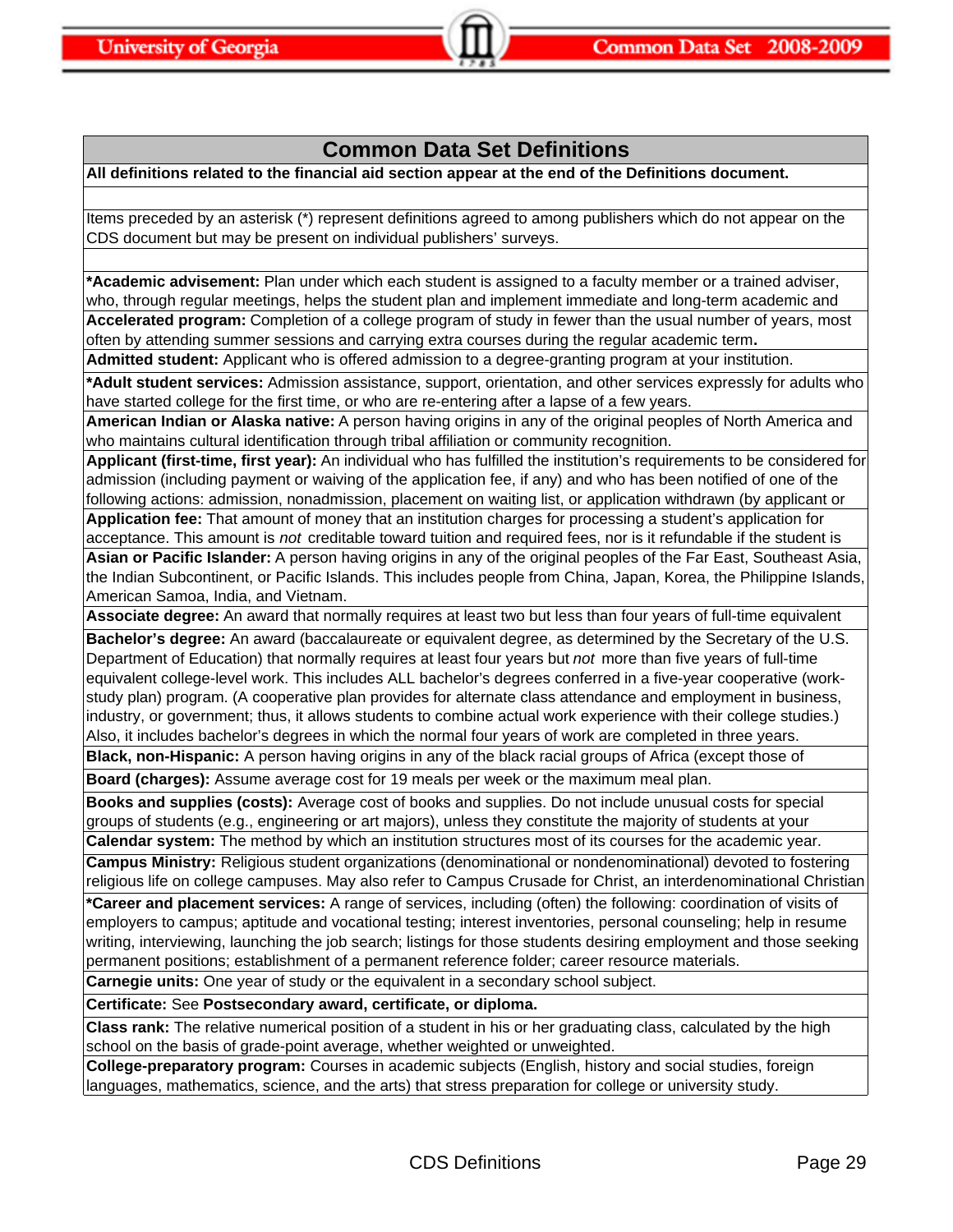## Common Data Set Definitions

**All definitions related to the financial aid section appear at the end of the Definitions document.**

Items preceded by an asterisk (*) represent definitions agreed to among publishers which do not appear on the CDS document but may be present on individual publishers' surveys.

**\*Academic advisement:** Plan under which each student is assigned to a faculty member or a trained adviser, who, through regular meetings, helps the student plan and implement immediate and long-term academic and

**Accelerated program:** Completion of a college program of study in fewer than the usual number of years, most often by attending summer sessions and carrying extra courses during the regular academic term.

**Admitted student:** Applicant who is offered admission to a degree-granting program at your institution.

**\*Adult student services:** Admission assistance, support, orientation, and other services expressly for adults who have started college for the first time, or who are re-entering after a lapse of a few years.

**American Indian or Alaska native:** A person having origins in any of the original peoples of North America and who maintains cultural identification through tribal affiliation or community recognition.

**Applicant (first-time, first year):** An individual who has fulfilled the institution's requirements to be considered for admission (including payment or waiving of the application fee, if any) and who has been notified of one of the following actions: admission, nonadmission, placement on waiting list, or application withdrawn (by applicant or

**Application fee:** That amount of money that an institution charges for processing a student's application for acceptance. This amount is *not* creditable toward tuition and required fees, nor is it refundable if the student is

**Asian or Pacific Islander:** A person having origins in any of the original peoples of the Far East, Southeast Asia, the Indian Subcontinent, or Pacific Islands. This includes people from China, Japan, Korea, the Philippine Islands, American Samoa, India, and Vietnam.

**Associate degree:** An award that normally requires at least two but less than four years of full-time equivalent

**Bachelor's degree:** An award (baccalaureate or equivalent degree, as determined by the Secretary of the U.S. Department of Education) that normally requires at least four years but *not* more than five years of full-time equivalent college-level work. This includes ALL bachelor's degrees conferred in a five-year cooperative (work-study plan) program. (A cooperative plan provides for alternate class attendance and employment in business, industry, or government; thus, it allows students to combine actual work experience with their college studies.) Also, it includes bachelor's degrees in which the normal four years of work are completed in three years.

**Black, non-Hispanic:** A person having origins in any of the black racial groups of Africa (except those of

**Board (charges):** Assume average cost for 19 meals per week or the maximum meal plan.

**Books and supplies (costs):** Average cost of books and supplies. Do not include unusual costs for special groups of students (e.g., engineering or art majors), unless they constitute the majority of students at your

**Calendar system:** The method by which an institution structures most of its courses for the academic year.

**Campus Ministry:** Religious student organizations (denominational or nondenominational) devoted to fostering religious life on college campuses. May also refer to Campus Crusade for Christ, an interdenominational Christian

**\*Career and placement services:** A range of services, including (often) the following: coordination of visits of employers to campus; aptitude and vocational testing; interest inventories, personal counseling; help in resume writing, interviewing, launching the job search; listings for those students desiring employment and those seeking permanent positions; establishment of a permanent reference folder; career resource materials.

**Carnegie units:** One year of study or the equivalent in a secondary school subject.

**Certificate:** See **Postsecondary award, certificate, or diploma.**

**Class rank:** The relative numerical position of a student in his or her graduating class, calculated by the high school on the basis of grade-point average, whether weighted or unweighted.

**College-preparatory program:** Courses in academic subjects (English, history and social studies, foreign languages, mathematics, science, and the arts) that stress preparation for college or university study.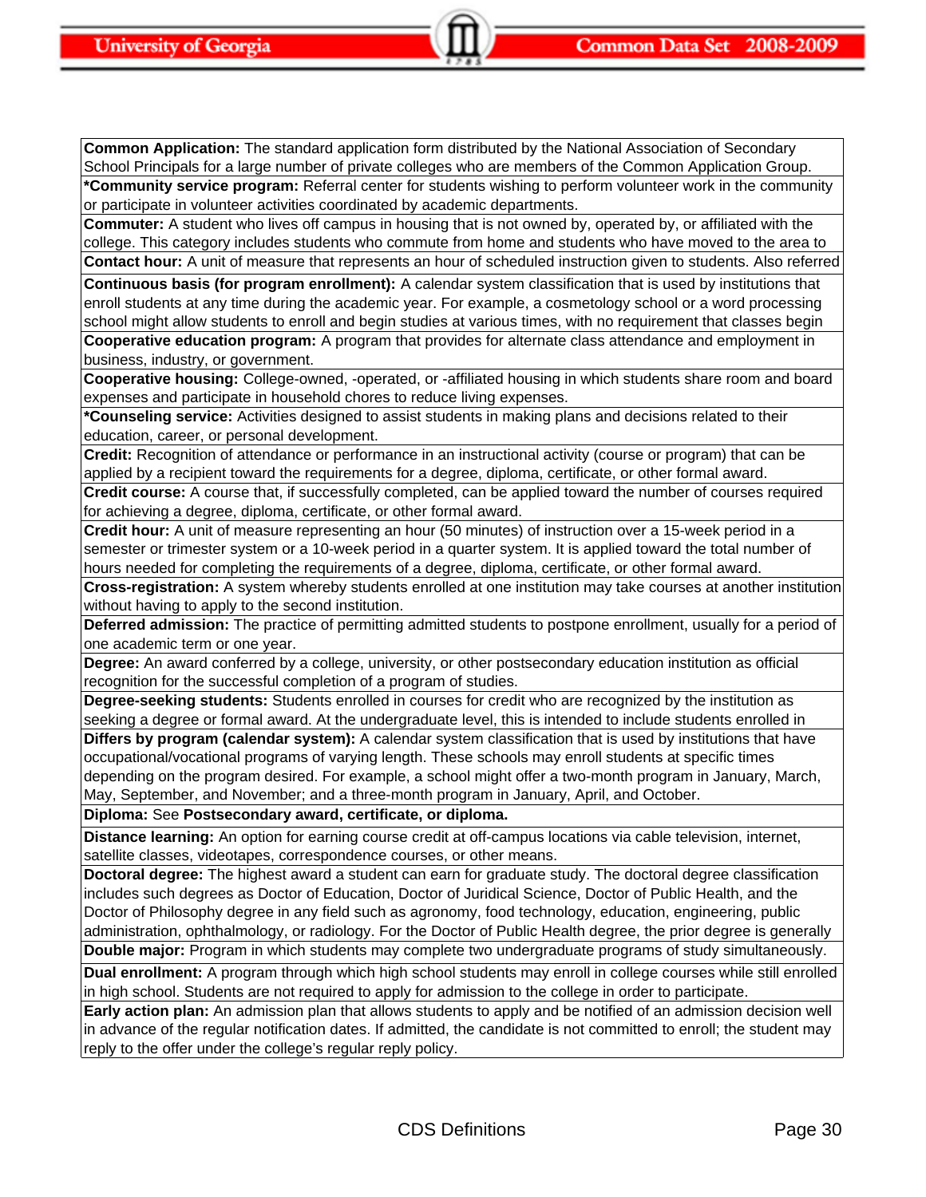**Common Application:** The standard application form distributed by the National Association of Secondary School Principals for a large number of private colleges who are members of the Common Application Group.

***Community service program:** Referral center for students wishing to perform volunteer work in the community or participate in volunteer activities coordinated by academic departments.

**Commuter:** A student who lives off campus in housing that is not owned by, operated by, or affiliated with the college. This category includes students who commute from home and students who have moved to the area to

**Contact hour:** A unit of measure that represents an hour of scheduled instruction given to students. Also referred

**Continuous basis (for program enrollment):** A calendar system classification that is used by institutions that enroll students at any time during the academic year. For example, a cosmetology school or a word processing school might allow students to enroll and begin studies at various times, with no requirement that classes begin

**Cooperative education program:** A program that provides for alternate class attendance and employment in business, industry, or government.

**Cooperative housing:** College-owned, -operated, or -affiliated housing in which students share room and board expenses and participate in household chores to reduce living expenses.

***Counseling service:** Activities designed to assist students in making plans and decisions related to their education, career, or personal development.

**Credit:** Recognition of attendance or performance in an instructional activity (course or program) that can be applied by a recipient toward the requirements for a degree, diploma, certificate, or other formal award.

**Credit course:** A course that, if successfully completed, can be applied toward the number of courses required for achieving a degree, diploma, certificate, or other formal award.

**Credit hour:** A unit of measure representing an hour (50 minutes) of instruction over a 15-week period in a semester or trimester system or a 10-week period in a quarter system. It is applied toward the total number of hours needed for completing the requirements of a degree, diploma, certificate, or other formal award.

**Cross-registration:** A system whereby students enrolled at one institution may take courses at another institution without having to apply to the second institution.

**Deferred admission:** The practice of permitting admitted students to postpone enrollment, usually for a period of one academic term or one year.

**Degree:** An award conferred by a college, university, or other postsecondary education institution as official recognition for the successful completion of a program of studies.

**Degree-seeking students:** Students enrolled in courses for credit who are recognized by the institution as seeking a degree or formal award. At the undergraduate level, this is intended to include students enrolled in

**Differs by program (calendar system):** A calendar system classification that is used by institutions that have occupational/vocational programs of varying length. These schools may enroll students at specific times depending on the program desired. For example, a school might offer a two-month program in January, March, May, September, and November; and a three-month program in January, April, and October.

**Diploma:** See **Postsecondary award, certificate, or diploma.**

**Distance learning:** An option for earning course credit at off-campus locations via cable television, internet, satellite classes, videotapes, correspondence courses, or other means.

**Doctoral degree:** The highest award a student can earn for graduate study. The doctoral degree classification includes such degrees as Doctor of Education, Doctor of Juridical Science, Doctor of Public Health, and the Doctor of Philosophy degree in any field such as agronomy, food technology, education, engineering, public administration, ophthalmology, or radiology. For the Doctor of Public Health degree, the prior degree is generally

**Double major:** Program in which students may complete two undergraduate programs of study simultaneously.

**Dual enrollment:** A program through which high school students may enroll in college courses while still enrolled in high school. Students are not required to apply for admission to the college in order to participate.

**Early action plan:** An admission plan that allows students to apply and be notified of an admission decision well in advance of the regular notification dates. If admitted, the candidate is not committed to enroll; the student may reply to the offer under the college's regular reply policy.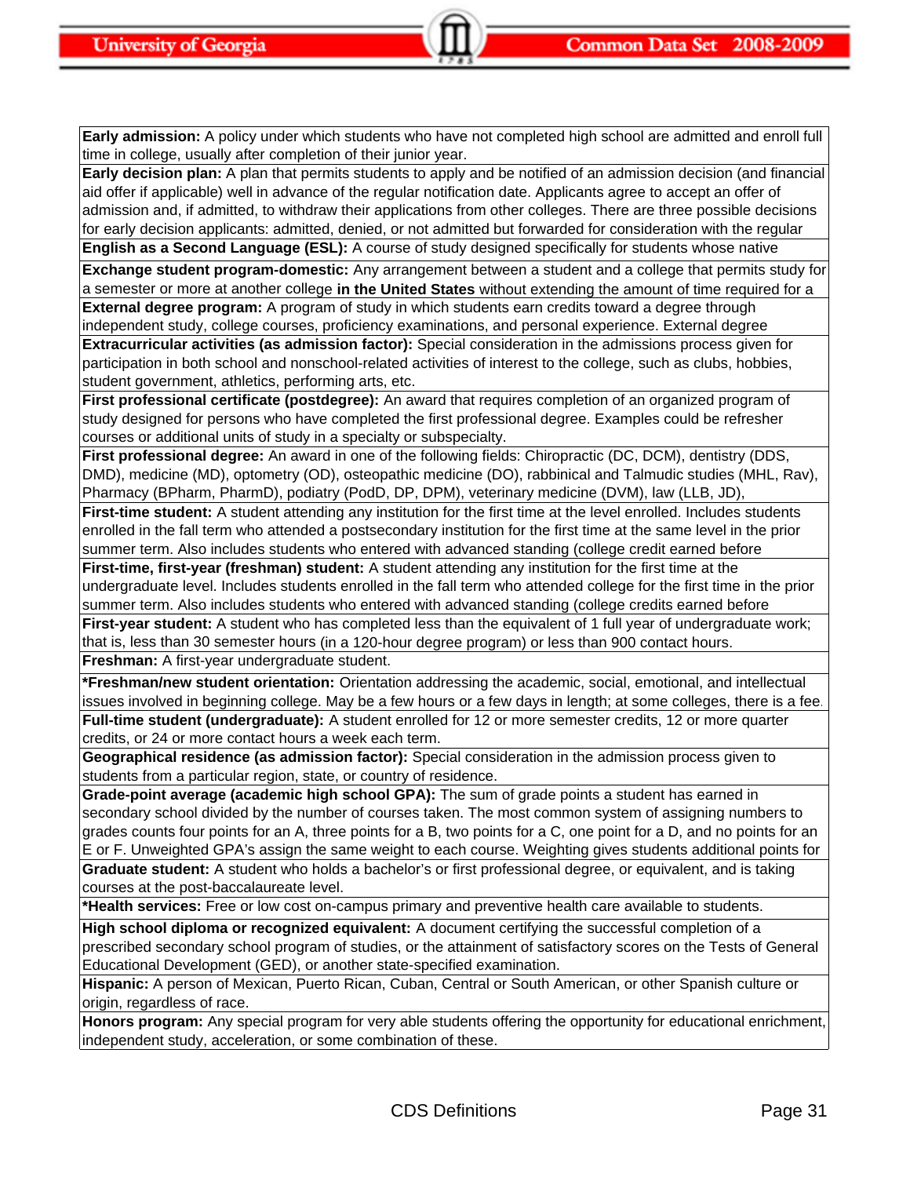**Early admission:** A policy under which students who have not completed high school are admitted and enroll full time in college, usually after completion of their junior year.

**Early decision plan:** A plan that permits students to apply and be notified of an admission decision (and financial aid offer if applicable) well in advance of the regular notification date. Applicants agree to accept an offer of admission and, if admitted, to withdraw their applications from other colleges. There are three possible decisions for early decision applicants: admitted, denied, or not admitted but forwarded for consideration with the regular

**English as a Second Language (ESL):** A course of study designed specifically for students whose native

**Exchange student program-domestic:** Any arrangement between a student and a college that permits study for a semester or more at another college **in the United States** without extending the amount of time required for a

**External degree program:** A program of study in which students earn credits toward a degree through independent study, college courses, proficiency examinations, and personal experience. External degree

**Extracurricular activities (as admission factor):** Special consideration in the admissions process given for participation in both school and nonschool-related activities of interest to the college, such as clubs, hobbies, student government, athletics, performing arts, etc.

**First professional certificate (postdegree):** An award that requires completion of an organized program of study designed for persons who have completed the first professional degree. Examples could be refresher courses or additional units of study in a specialty or subspecialty.

**First professional degree:** An award in one of the following fields: Chiropractic (DC, DCM), dentistry (DDS, DMD), medicine (MD), optometry (OD), osteopathic medicine (DO), rabbinical and Talmudic studies (MHL, Rav), Pharmacy (BPharm, PharmD), podiatry (PodD, DP, DPM), veterinary medicine (DVM), law (LLB, JD),

**First-time student:** A student attending any institution for the first time at the level enrolled. Includes students enrolled in the fall term who attended a postsecondary institution for the first time at the same level in the prior summer term. Also includes students who entered with advanced standing (college credit earned before

**First-time, first-year (freshman) student:** A student attending any institution for the first time at the undergraduate level. Includes students enrolled in the fall term who attended college for the first time in the prior summer term. Also includes students who entered with advanced standing (college credits earned before

**First-year student:** A student who has completed less than the equivalent of 1 full year of undergraduate work; that is, less than 30 semester hours (in a 120-hour degree program) or less than 900 contact hours.

**Freshman:** A first-year undergraduate student.

***Freshman/new student orientation:** Orientation addressing the academic, social, emotional, and intellectual issues involved in beginning college. May be a few hours or a few days in length; at some colleges, there is a fee.

**Full-time student (undergraduate):** A student enrolled for 12 or more semester credits, 12 or more quarter credits, or 24 or more contact hours a week each term.

**Geographical residence (as admission factor):** Special consideration in the admission process given to students from a particular region, state, or country of residence.

**Grade-point average (academic high school GPA):** The sum of grade points a student has earned in secondary school divided by the number of courses taken. The most common system of assigning numbers to grades counts four points for an A, three points for a B, two points for a C, one point for a D, and no points for an E or F. Unweighted GPA's assign the same weight to each course. Weighting gives students additional points for

**Graduate student:** A student who holds a bachelor's or first professional degree, or equivalent, and is taking courses at the post-baccalaureate level.

***Health services:** Free or low cost on-campus primary and preventive health care available to students.

**High school diploma or recognized equivalent:** A document certifying the successful completion of a prescribed secondary school program of studies, or the attainment of satisfactory scores on the Tests of General Educational Development (GED), or another state-specified examination.

**Hispanic:** A person of Mexican, Puerto Rican, Cuban, Central or South American, or other Spanish culture or origin, regardless of race.

**Honors program:** Any special program for very able students offering the opportunity for educational enrichment, independent study, acceleration, or some combination of these.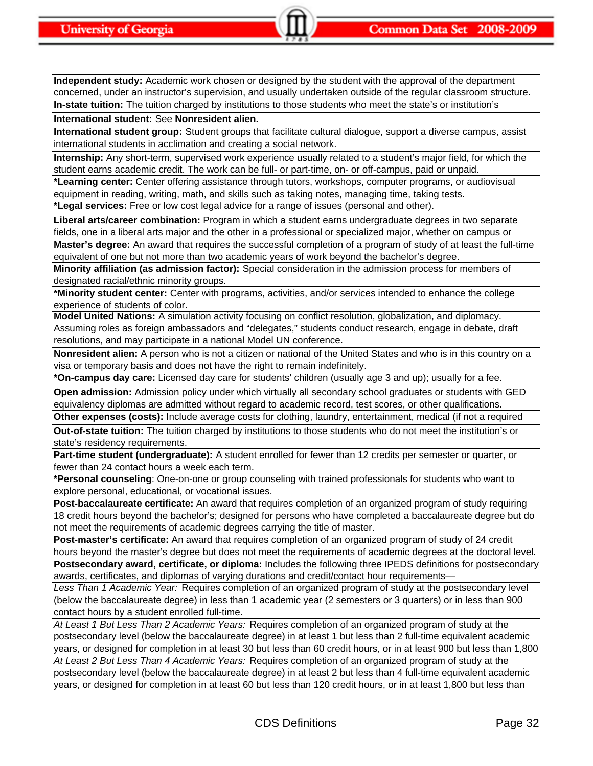**Independent study:** Academic work chosen or designed by the student with the approval of the department concerned, under an instructor's supervision, and usually undertaken outside of the regular classroom structure.

**In-state tuition:** The tuition charged by institutions to those students who meet the state's or institution's

**International student:** See **Nonresident alien.**

**International student group:** Student groups that facilitate cultural dialogue, support a diverse campus, assist international students in acclimation and creating a social network.

**Internship:** Any short-term, supervised work experience usually related to a student's major field, for which the student earns academic credit. The work can be full- or part-time, on- or off-campus, paid or unpaid.

***Learning center:** Center offering assistance through tutors, workshops, computer programs, or audiovisual equipment in reading, writing, math, and skills such as taking notes, managing time, taking tests.

***Legal services:** Free or low cost legal advice for a range of issues (personal and other).

**Liberal arts/career combination:** Program in which a student earns undergraduate degrees in two separate fields, one in a liberal arts major and the other in a professional or specialized major, whether on campus or

**Master's degree:** An award that requires the successful completion of a program of study of at least the full-time equivalent of one but not more than two academic years of work beyond the bachelor's degree.

**Minority affiliation (as admission factor):** Special consideration in the admission process for members of designated racial/ethnic minority groups.

***Minority student center:** Center with programs, activities, and/or services intended to enhance the college experience of students of color.

**Model United Nations:** A simulation activity focusing on conflict resolution, globalization, and diplomacy. Assuming roles as foreign ambassadors and "delegates," students conduct research, engage in debate, draft resolutions, and may participate in a national Model UN conference.

**Nonresident alien:** A person who is not a citizen or national of the United States and who is in this country on a visa or temporary basis and does not have the right to remain indefinitely.

***On-campus day care:** Licensed day care for students' children (usually age 3 and up); usually for a fee.

**Open admission:** Admission policy under which virtually all secondary school graduates or students with GED equivalency diplomas are admitted without regard to academic record, test scores, or other qualifications.

**Other expenses (costs):** Include average costs for clothing, laundry, entertainment, medical (if not a required

**Out-of-state tuition:** The tuition charged by institutions to those students who do not meet the institution's or state's residency requirements.

**Part-time student (undergraduate):** A student enrolled for fewer than 12 credits per semester or quarter, or fewer than 24 contact hours a week each term.

***Personal counseling**: One-on-one or group counseling with trained professionals for students who want to explore personal, educational, or vocational issues.

**Post-baccalaureate certificate:** An award that requires completion of an organized program of study requiring 18 credit hours beyond the bachelor's; designed for persons who have completed a baccalaureate degree but do not meet the requirements of academic degrees carrying the title of master.

**Post-master's certificate:** An award that requires completion of an organized program of study of 24 credit hours beyond the master's degree but does not meet the requirements of academic degrees at the doctoral level.

**Postsecondary award, certificate, or diploma:** Includes the following three IPEDS definitions for postsecondary awards, certificates, and diplomas of varying durations and credit/contact hour requirements—

*Less Than 1 Academic Year:* Requires completion of an organized program of study at the postsecondary level (below the baccalaureate degree) in less than 1 academic year (2 semesters or 3 quarters) or in less than 900 contact hours by a student enrolled full-time.

*At Least 1 But Less Than 2 Academic Years:* Requires completion of an organized program of study at the postsecondary level (below the baccalaureate degree) in at least 1 but less than 2 full-time equivalent academic years, or designed for completion in at least 30 but less than 60 credit hours, or in at least 900 but less than 1,800

*At Least 2 But Less Than 4 Academic Years:* Requires completion of an organized program of study at the postsecondary level (below the baccalaureate degree) in at least 2 but less than 4 full-time equivalent academic years, or designed for completion in at least 60 but less than 120 credit hours, or in at least 1,800 but less than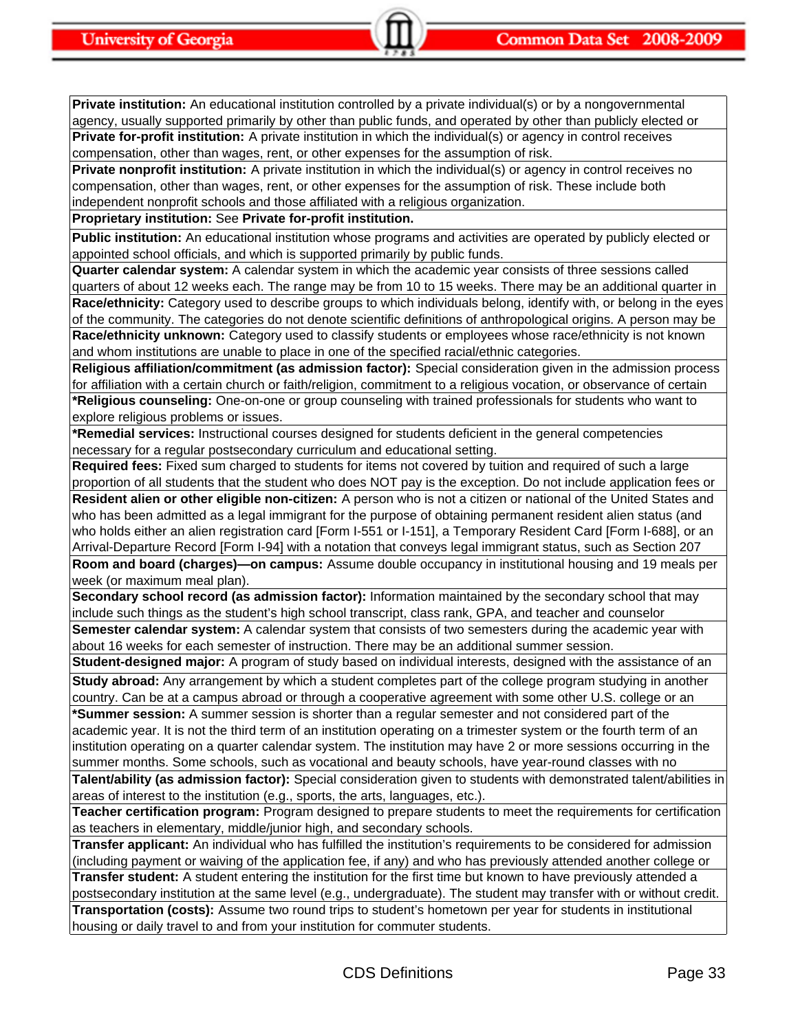**Private institution:** An educational institution controlled by a private individual(s) or by a nongovernmental agency, usually supported primarily by other than public funds, and operated by other than publicly elected or

**Private for-profit institution:** A private institution in which the individual(s) or agency in control receives compensation, other than wages, rent, or other expenses for the assumption of risk.

**Private nonprofit institution:** A private institution in which the individual(s) or agency in control receives no compensation, other than wages, rent, or other expenses for the assumption of risk. These include both independent nonprofit schools and those affiliated with a religious organization.

**Proprietary institution:** See **Private for-profit institution.**

**Public institution:** An educational institution whose programs and activities are operated by publicly elected or appointed school officials, and which is supported primarily by public funds.

**Quarter calendar system:** A calendar system in which the academic year consists of three sessions called quarters of about 12 weeks each. The range may be from 10 to 15 weeks. There may be an additional quarter in

**Race/ethnicity:** Category used to describe groups to which individuals belong, identify with, or belong in the eyes of the community. The categories do not denote scientific definitions of anthropological origins. A person may be

**Race/ethnicity unknown:** Category used to classify students or employees whose race/ethnicity is not known and whom institutions are unable to place in one of the specified racial/ethnic categories.

**Religious affiliation/commitment (as admission factor):** Special consideration given in the admission process for affiliation with a certain church or faith/religion, commitment to a religious vocation, or observance of certain

***Religious counseling:** One-on-one or group counseling with trained professionals for students who want to explore religious problems or issues.

***Remedial services:** Instructional courses designed for students deficient in the general competencies necessary for a regular postsecondary curriculum and educational setting.

**Required fees:** Fixed sum charged to students for items not covered by tuition and required of such a large proportion of all students that the student who does NOT pay is the exception. Do not include application fees or

**Resident alien or other eligible non-citizen:** A person who is not a citizen or national of the United States and who has been admitted as a legal immigrant for the purpose of obtaining permanent resident alien status (and who holds either an alien registration card [Form I-551 or I-151], a Temporary Resident Card [Form I-688], or an Arrival-Departure Record [Form I-94] with a notation that conveys legal immigrant status, such as Section 207

**Room and board (charges)—on campus:** Assume double occupancy in institutional housing and 19 meals per week (or maximum meal plan).

**Secondary school record (as admission factor):** Information maintained by the secondary school that may include such things as the student's high school transcript, class rank, GPA, and teacher and counselor

**Semester calendar system:** A calendar system that consists of two semesters during the academic year with about 16 weeks for each semester of instruction. There may be an additional summer session.

**Student-designed major:** A program of study based on individual interests, designed with the assistance of an

**Study abroad:** Any arrangement by which a student completes part of the college program studying in another country. Can be at a campus abroad or through a cooperative agreement with some other U.S. college or an

***Summer session:** A summer session is shorter than a regular semester and not considered part of the academic year. It is not the third term of an institution operating on a trimester system or the fourth term of an institution operating on a quarter calendar system. The institution may have 2 or more sessions occurring in the summer months. Some schools, such as vocational and beauty schools, have year-round classes with no

**Talent/ability (as admission factor):** Special consideration given to students with demonstrated talent/abilities in areas of interest to the institution (e.g., sports, the arts, languages, etc.).

**Teacher certification program:** Program designed to prepare students to meet the requirements for certification as teachers in elementary, middle/junior high, and secondary schools.

**Transfer applicant:** An individual who has fulfilled the institution's requirements to be considered for admission (including payment or waiving of the application fee, if any) and who has previously attended another college or

**Transfer student:** A student entering the institution for the first time but known to have previously attended a postsecondary institution at the same level (e.g., undergraduate). The student may transfer with or without credit.

**Transportation (costs):** Assume two round trips to student's hometown per year for students in institutional housing or daily travel to and from your institution for commuter students.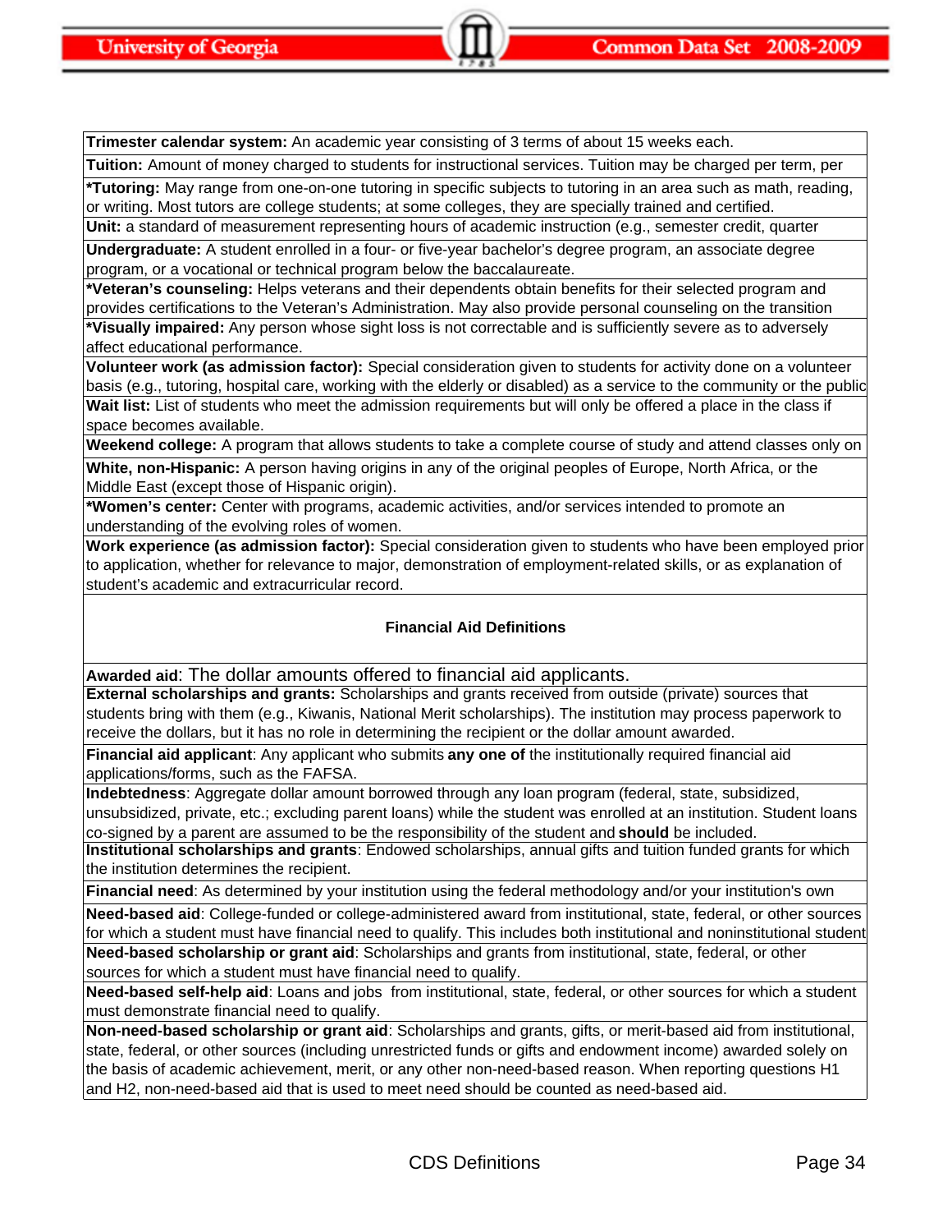**Trimester calendar system:** An academic year consisting of 3 terms of about 15 weeks each.

**Tuition:** Amount of money charged to students for instructional services. Tuition may be charged per term, per

***Tutoring:** May range from one-on-one tutoring in specific subjects to tutoring in an area such as math, reading, or writing. Most tutors are college students; at some colleges, they are specially trained and certified.

**Unit:** a standard of measurement representing hours of academic instruction (e.g., semester credit, quarter

**Undergraduate:** A student enrolled in a four- or five-year bachelor's degree program, an associate degree program, or a vocational or technical program below the baccalaureate.

***Veteran's counseling:** Helps veterans and their dependents obtain benefits for their selected program and provides certifications to the Veteran's Administration. May also provide personal counseling on the transition

***Visually impaired:** Any person whose sight loss is not correctable and is sufficiently severe as to adversely affect educational performance.

**Volunteer work (as admission factor):** Special consideration given to students for activity done on a volunteer basis (e.g., tutoring, hospital care, working with the elderly or disabled) as a service to the community or the public

**Wait list:** List of students who meet the admission requirements but will only be offered a place in the class if space becomes available.

**Weekend college:** A program that allows students to take a complete course of study and attend classes only on

**White, non-Hispanic:** A person having origins in any of the original peoples of Europe, North Africa, or the Middle East (except those of Hispanic origin).

***Women's center:** Center with programs, academic activities, and/or services intended to promote an understanding of the evolving roles of women.

**Work experience (as admission factor):** Special consideration given to students who have been employed prior to application, whether for relevance to major, demonstration of employment-related skills, or as explanation of student's academic and extracurricular record.

## Financial Aid Definitions

**Awarded aid**: The dollar amounts offered to financial aid applicants.

**External scholarships and grants:** Scholarships and grants received from outside (private) sources that students bring with them (e.g., Kiwanis, National Merit scholarships). The institution may process paperwork to receive the dollars, but it has no role in determining the recipient or the dollar amount awarded.

**Financial aid applicant**: Any applicant who submits **any one of** the institutionally required financial aid applications/forms, such as the FAFSA.

**Indebtedness**: Aggregate dollar amount borrowed through any loan program (federal, state, subsidized, unsubsidized, private, etc.; excluding parent loans) while the student was enrolled at an institution. Student loans co-signed by a parent are assumed to be the responsibility of the student and **should** be included.

**Institutional scholarships and grants**: Endowed scholarships, annual gifts and tuition funded grants for which the institution determines the recipient.

**Financial need**: As determined by your institution using the federal methodology and/or your institution's own

**Need-based aid**: College-funded or college-administered award from institutional, state, federal, or other sources for which a student must have financial need to qualify. This includes both institutional and noninstitutional student

**Need-based scholarship or grant aid**: Scholarships and grants from institutional, state, federal, or other sources for which a student must have financial need to qualify.

**Need-based self-help aid**: Loans and jobs from institutional, state, federal, or other sources for which a student must demonstrate financial need to qualify.

**Non-need-based scholarship or grant aid**: Scholarships and grants, gifts, or merit-based aid from institutional, state, federal, or other sources (including unrestricted funds or gifts and endowment income) awarded solely on the basis of academic achievement, merit, or any other non-need-based reason. When reporting questions H1 and H2, non-need-based aid that is used to meet need should be counted as need-based aid.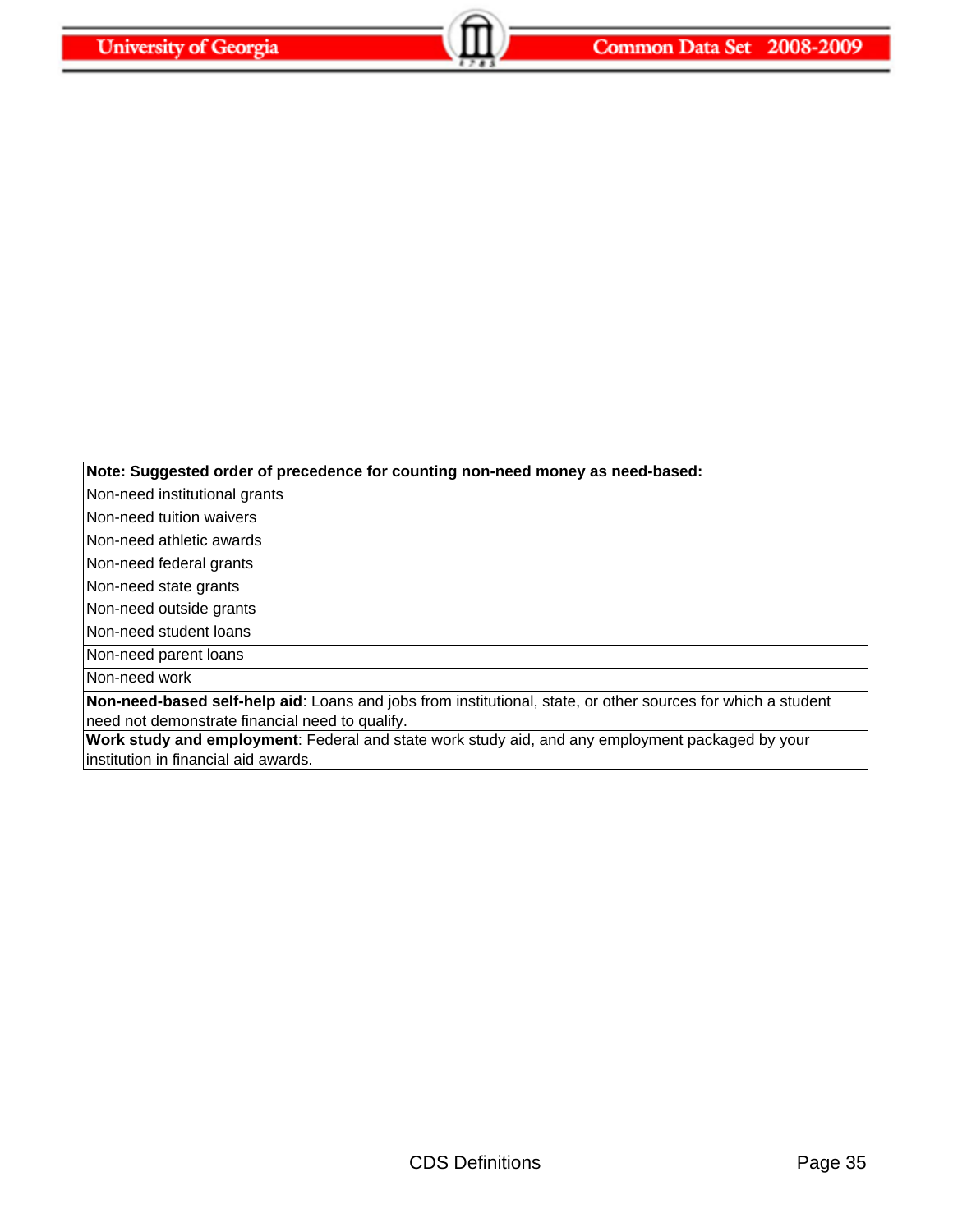| |
|---|
| **Note: Suggested order of precedence for counting non-need money as need-based:** |
| Non-need institutional grants |
| Non-need tuition waivers |
| Non-need athletic awards |
| Non-need federal grants |
| Non-need state grants |
| Non-need outside grants |
| Non-need student loans |
| Non-need parent loans |
| Non-need work |
| **Non-need-based self-help aid**: Loans and jobs from institutional, state, or other sources for which a student need not demonstrate financial need to qualify. |
| **Work study and employment**: Federal and state work study aid, and any employment packaged by your institution in financial aid awards. |